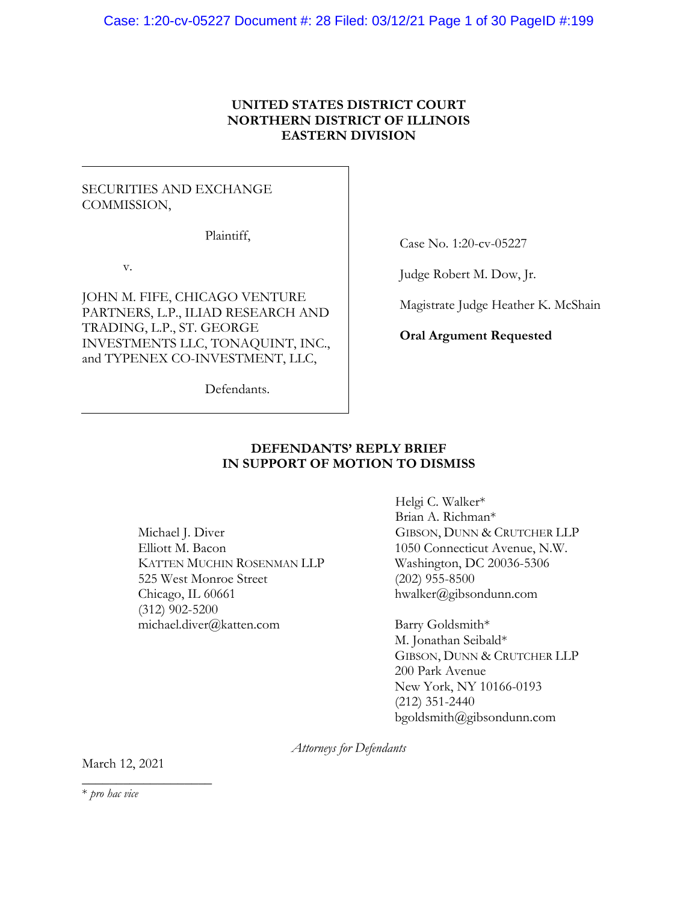**UNITED STATES DISTRICT COURT**
**NORTHERN DISTRICT OF ILLINOIS**
**EASTERN DIVISION**

SECURITIES AND EXCHANGE COMMISSION,

Plaintiff,

v.

JOHN M. FIFE, CHICAGO VENTURE PARTNERS, L.P., ILIAD RESEARCH AND TRADING, L.P., ST. GEORGE INVESTMENTS LLC, TONAQUINT, INC., and TYPENEX CO-INVESTMENT, LLC,

Defendants.

Case No. 1:20-cv-05227

Judge Robert M. Dow, Jr.

Magistrate Judge Heather K. McShain

**Oral Argument Requested**

# DEFENDANTS' REPLY BRIEF IN SUPPORT OF MOTION TO DISMISS

Michael J. Diver
Elliott M. Bacon
KATTEN MUCHIN ROSENMAN LLP
525 West Monroe Street
Chicago, IL 60661
(312) 902-5200
michael.diver@katten.com

Helgi C. Walker*
Brian A. Richman*
GIBSON, DUNN & CRUTCHER LLP
1050 Connecticut Avenue, N.W.
Washington, DC 20036-5306
(202) 955-8500
hwalker@gibsondunn.com

Barry Goldsmith*
M. Jonathan Seibald*
GIBSON, DUNN & CRUTCHER LLP
200 Park Avenue
New York, NY 10166-0193
(212) 351-2440
bgoldsmith@gibsondunn.com

*Attorneys for Defendants*

March 12, 2021

\* *pro hac vice*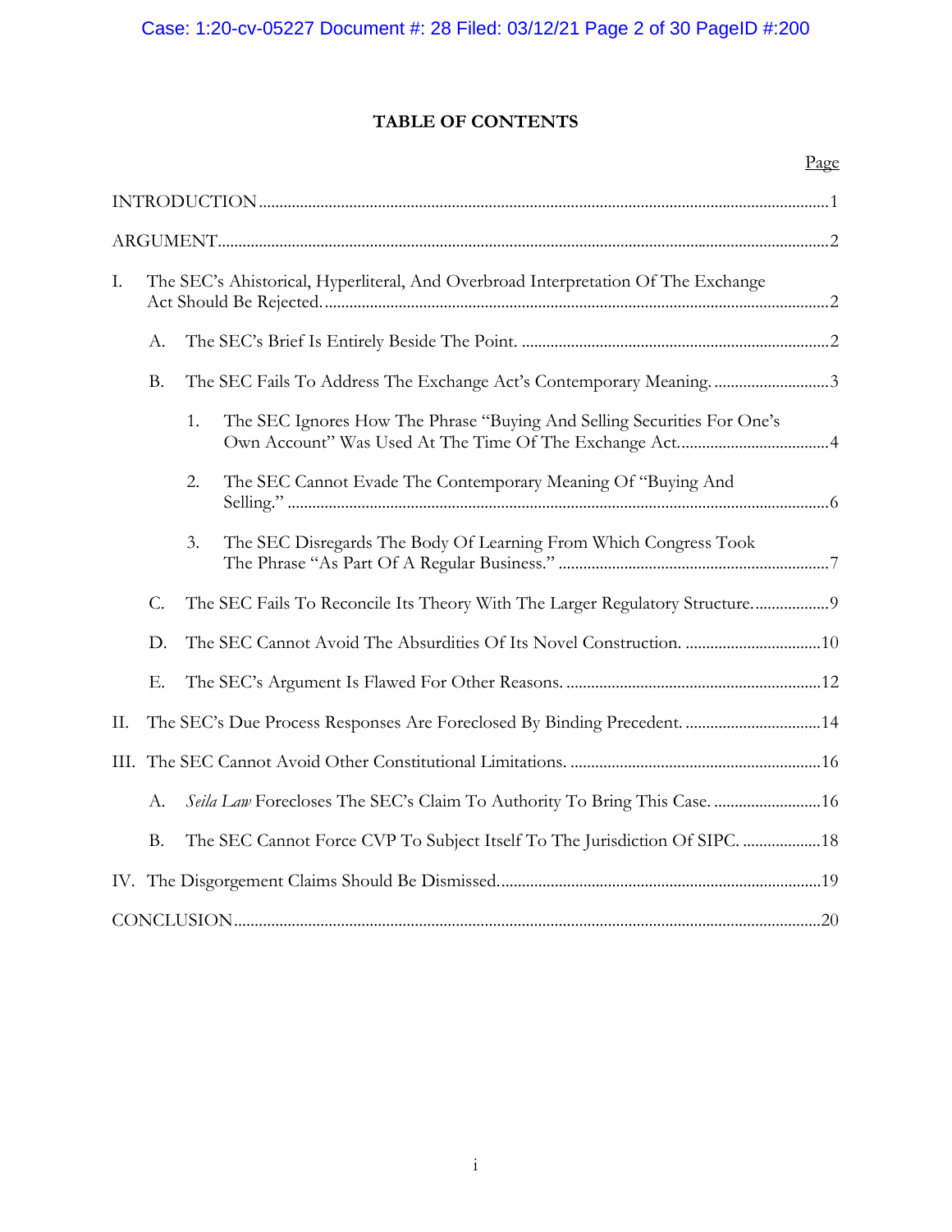# TABLE OF CONTENTS

| | Page |
|---|---|
| INTRODUCTION | 1 |
| ARGUMENT | 2 |
| I. The SEC's Ahistorical, Hyperliteral, And Overbroad Interpretation Of The Exchange Act Should Be Rejected. | 2 |
| A. The SEC's Brief Is Entirely Beside The Point. | 2 |
| B. The SEC Fails To Address The Exchange Act's Contemporary Meaning. | 3 |
| 1. The SEC Ignores How The Phrase "Buying And Selling Securities For One's Own Account" Was Used At The Time Of The Exchange Act. | 4 |
| 2. The SEC Cannot Evade The Contemporary Meaning Of "Buying And Selling." | 6 |
| 3. The SEC Disregards The Body Of Learning From Which Congress Took The Phrase "As Part Of A Regular Business." | 7 |
| C. The SEC Fails To Reconcile Its Theory With The Larger Regulatory Structure. | 9 |
| D. The SEC Cannot Avoid The Absurdities Of Its Novel Construction. | 10 |
| E. The SEC's Argument Is Flawed For Other Reasons. | 12 |
| II. The SEC's Due Process Responses Are Foreclosed By Binding Precedent. | 14 |
| III. The SEC Cannot Avoid Other Constitutional Limitations. | 16 |
| A. *Seila Law* Forecloses The SEC's Claim To Authority To Bring This Case. | 16 |
| B. The SEC Cannot Force CVP To Subject Itself To The Jurisdiction Of SIPC. | 18 |
| IV. The Disgorgement Claims Should Be Dismissed. | 19 |
| CONCLUSION | 20 |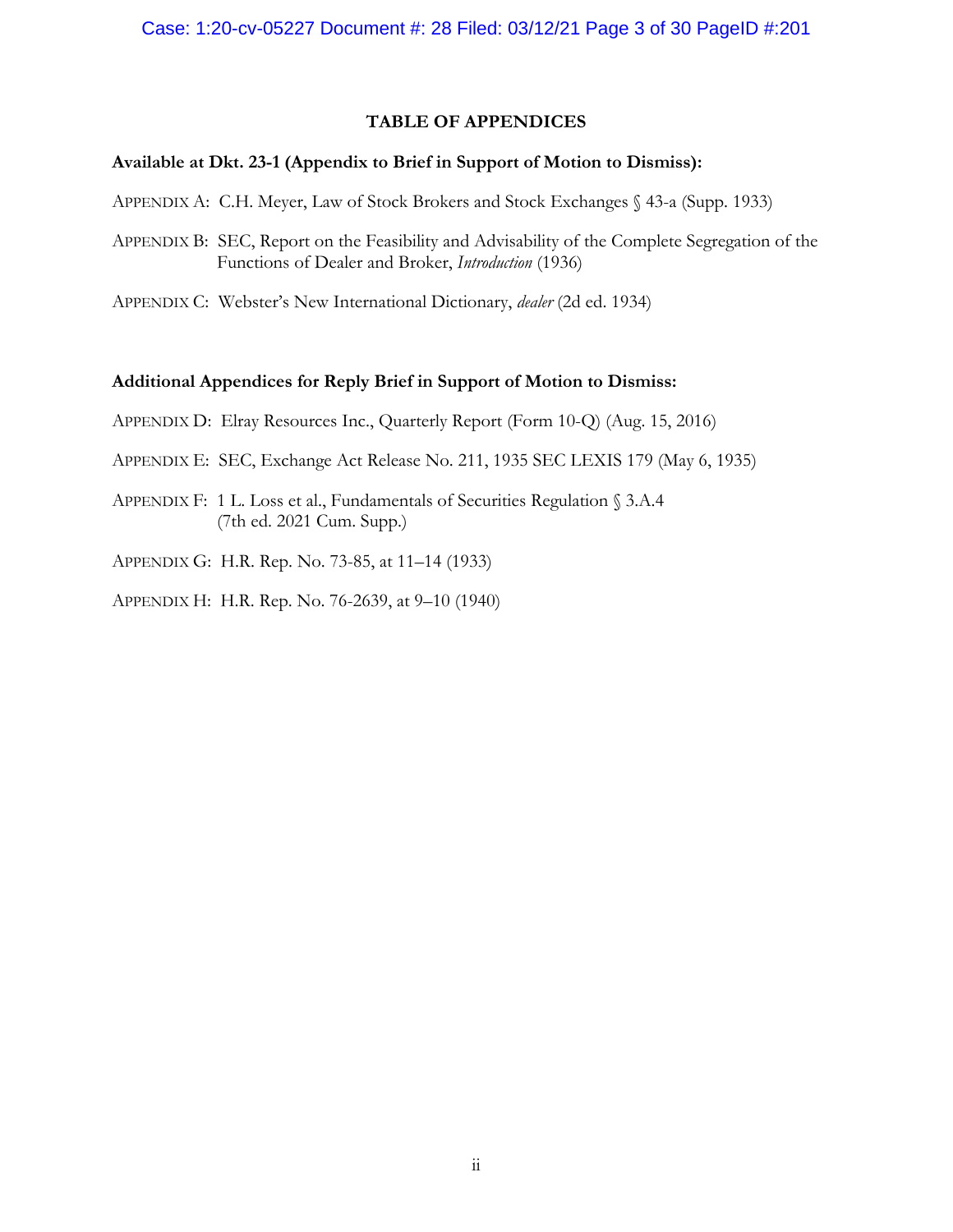## TABLE OF APPENDICES

**Available at Dkt. 23-1 (Appendix to Brief in Support of Motion to Dismiss):**

APPENDIX A: C.H. Meyer, Law of Stock Brokers and Stock Exchanges § 43-a (Supp. 1933)

APPENDIX B: SEC, Report on the Feasibility and Advisability of the Complete Segregation of the Functions of Dealer and Broker, *Introduction* (1936)

APPENDIX C: Webster's New International Dictionary, *dealer* (2d ed. 1934)

**Additional Appendices for Reply Brief in Support of Motion to Dismiss:**

APPENDIX D: Elray Resources Inc., Quarterly Report (Form 10-Q) (Aug. 15, 2016)

APPENDIX E: SEC, Exchange Act Release No. 211, 1935 SEC LEXIS 179 (May 6, 1935)

APPENDIX F: 1 L. Loss et al., Fundamentals of Securities Regulation § 3.A.4 (7th ed. 2021 Cum. Supp.)

APPENDIX G: H.R. Rep. No. 73-85, at 11–14 (1933)

APPENDIX H: H.R. Rep. No. 76-2639, at 9–10 (1940)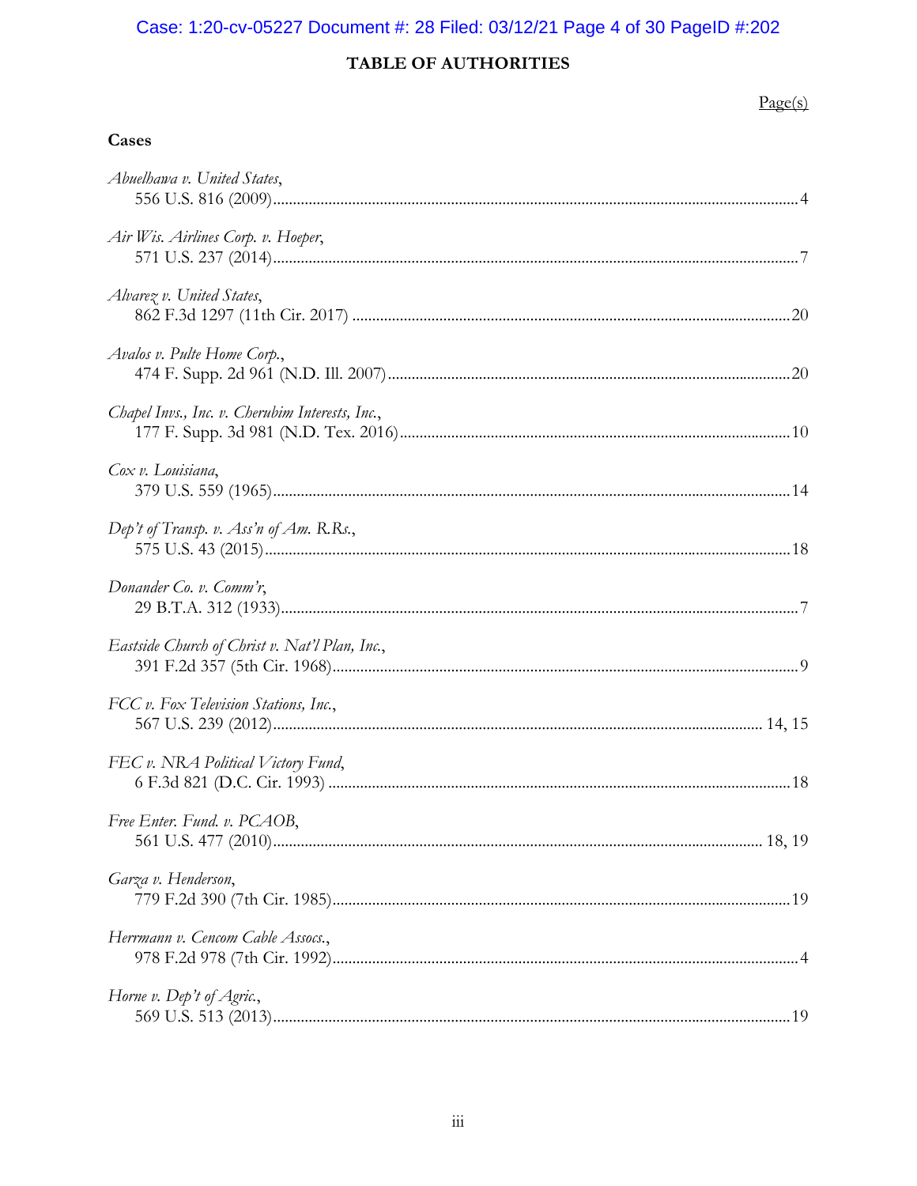## TABLE OF AUTHORITIES

Page(s)

### Cases

*Abuelhawa v. United States*,
556 U.S. 816 (2009)....................................................................................................................4

*Air Wis. Airlines Corp. v. Hoeper*,
571 U.S. 237 (2014)....................................................................................................................7

*Alvarez v. United States*,
862 F.3d 1297 (11th Cir. 2017) ...............................................................................................20

*Avalos v. Pulte Home Corp.*,
474 F. Supp. 2d 961 (N.D. Ill. 2007).......................................................................................20

*Chapel Invs., Inc. v. Cherubim Interests, Inc.*,
177 F. Supp. 3d 981 (N.D. Tex. 2016)...................................................................................10

*Cox v. Louisiana*,
379 U.S. 559 (1965)..................................................................................................................14

*Dep't of Transp. v. Ass'n of Am. R.Rs.*,
575 U.S. 43 (2015)....................................................................................................................18

*Donander Co. v. Comm'r*,
29 B.T.A. 312 (1933)..................................................................................................................7

*Eastside Church of Christ v. Nat'l Plan, Inc.*,
391 F.2d 357 (5th Cir. 1968)......................................................................................................9

*FCC v. Fox Television Stations, Inc.*,
567 U.S. 239 (2012).......................................................................................................... 14, 15

*FEC v. NRA Political Victory Fund*,
6 F.3d 821 (D.C. Cir. 1993) .....................................................................................................18

*Free Enter. Fund. v. PCAOB*,
561 U.S. 477 (2010).......................................................................................................... 18, 19

*Garza v. Henderson*,
779 F.2d 390 (7th Cir. 1985)....................................................................................................19

*Herrmann v. Cencom Cable Assocs.*,
978 F.2d 978 (7th Cir. 1992)......................................................................................................4

*Horne v. Dep't of Agric.*,
569 U.S. 513 (2013)..................................................................................................................19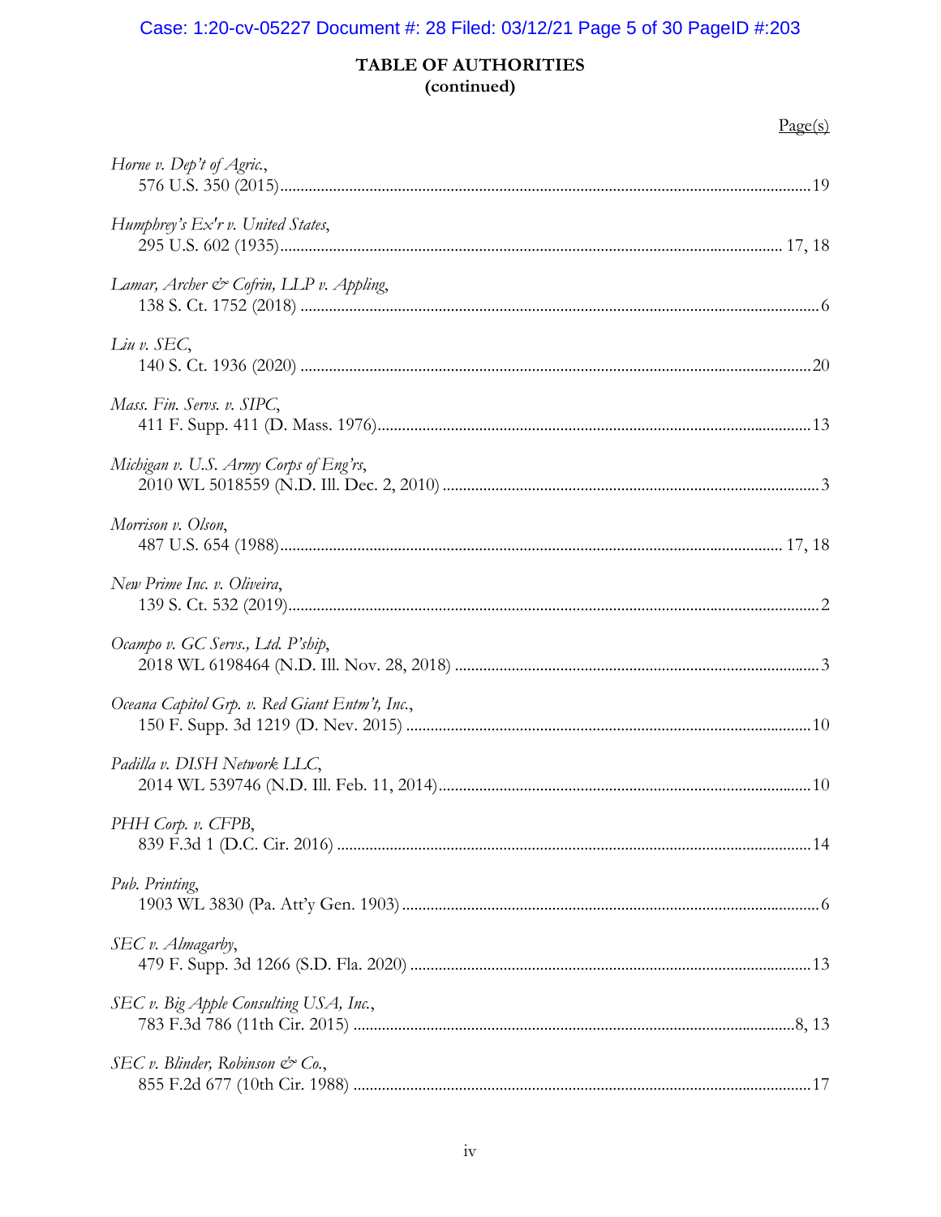**TABLE OF AUTHORITIES**
**(continued)**

Page(s)

*Horne v. Dep't of Agric.*,
576 U.S. 350 (2015) ........ 19

*Humphrey's Ex'r v. United States*,
295 U.S. 602 (1935) ........ 17, 18

*Lamar, Archer & Cofrin, LLP v. Appling*,
138 S. Ct. 1752 (2018) ........ 6

*Liu v. SEC*,
140 S. Ct. 1936 (2020) ........ 20

*Mass. Fin. Servs. v. SIPC*,
411 F. Supp. 411 (D. Mass. 1976) ........ 13

*Michigan v. U.S. Army Corps of Eng'rs*,
2010 WL 5018559 (N.D. Ill. Dec. 2, 2010) ........ 3

*Morrison v. Olson*,
487 U.S. 654 (1988) ........ 17, 18

*New Prime Inc. v. Oliveira*,
139 S. Ct. 532 (2019) ........ 2

*Ocampo v. GC Servs., Ltd. P'ship*,
2018 WL 6198464 (N.D. Ill. Nov. 28, 2018) ........ 3

*Oceana Capitol Grp. v. Red Giant Entm't, Inc.*,
150 F. Supp. 3d 1219 (D. Nev. 2015) ........ 10

*Padilla v. DISH Network LLC*,
2014 WL 539746 (N.D. Ill. Feb. 11, 2014) ........ 10

*PHH Corp. v. CFPB*,
839 F.3d 1 (D.C. Cir. 2016) ........ 14

*Pub. Printing*,
1903 WL 3830 (Pa. Att'y Gen. 1903) ........ 6

*SEC v. Almagarby*,
479 F. Supp. 3d 1266 (S.D. Fla. 2020) ........ 13

*SEC v. Big Apple Consulting USA, Inc.*,
783 F.3d 786 (11th Cir. 2015) ........ 8, 13

*SEC v. Blinder, Robinson & Co.*,
855 F.2d 677 (10th Cir. 1988) ........ 17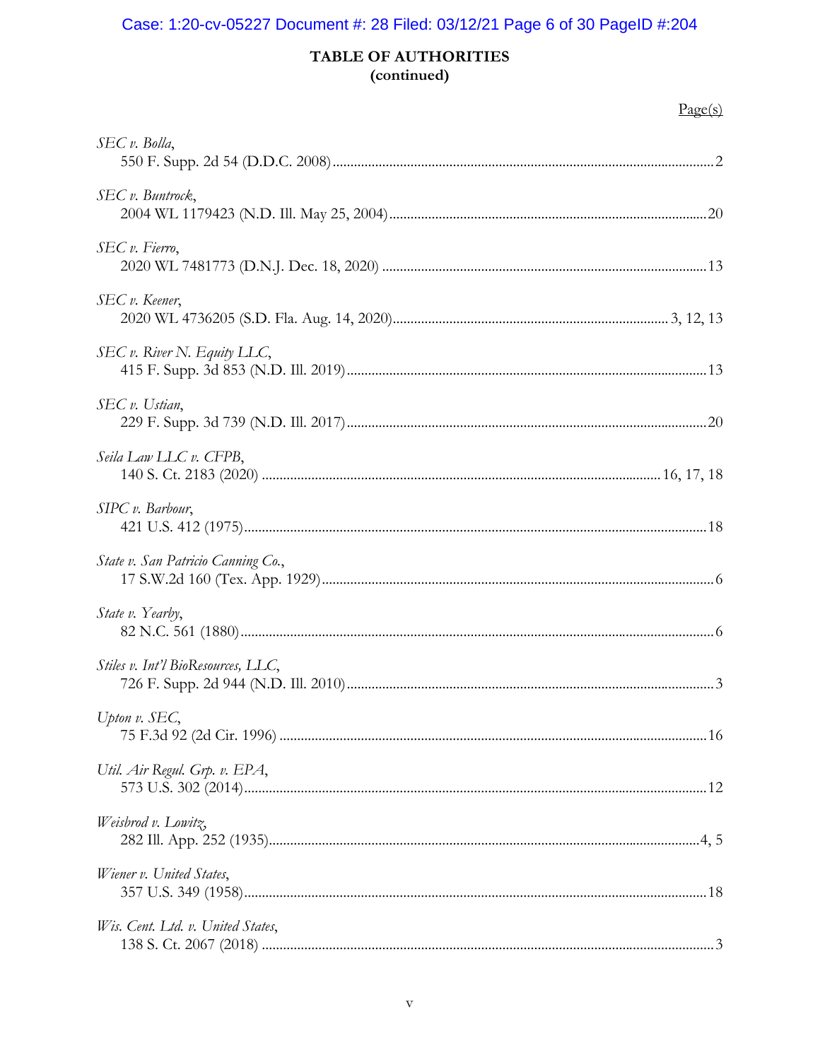## TABLE OF AUTHORITIES
## (continued)

Page(s)

*SEC v. Bolla*,
550 F. Supp. 2d 54 (D.D.C. 2008) .......... 2

*SEC v. Buntrock*,
2004 WL 1179423 (N.D. Ill. May 25, 2004) .......... 20

*SEC v. Fierro*,
2020 WL 7481773 (D.N.J. Dec. 18, 2020) .......... 13

*SEC v. Keener*,
2020 WL 4736205 (S.D. Fla. Aug. 14, 2020) .......... 3, 12, 13

*SEC v. River N. Equity LLC*,
415 F. Supp. 3d 853 (N.D. Ill. 2019) .......... 13

*SEC v. Ustian*,
229 F. Supp. 3d 739 (N.D. Ill. 2017) .......... 20

*Seila Law LLC v. CFPB*,
140 S. Ct. 2183 (2020) .......... 16, 17, 18

*SIPC v. Barbour*,
421 U.S. 412 (1975) .......... 18

*State v. San Patricio Canning Co.*,
17 S.W.2d 160 (Tex. App. 1929) .......... 6

*State v. Yearby*,
82 N.C. 561 (1880) .......... 6

*Stiles v. Int'l BioResources, LLC*,
726 F. Supp. 2d 944 (N.D. Ill. 2010) .......... 3

*Upton v. SEC*,
75 F.3d 92 (2d Cir. 1996) .......... 16

*Util. Air Regul. Grp. v. EPA*,
573 U.S. 302 (2014) .......... 12

*Weisbrod v. Lowitz*,
282 Ill. App. 252 (1935) .......... 4, 5

*Wiener v. United States*,
357 U.S. 349 (1958) .......... 18

*Wis. Cent. Ltd. v. United States*,
138 S. Ct. 2067 (2018) .......... 3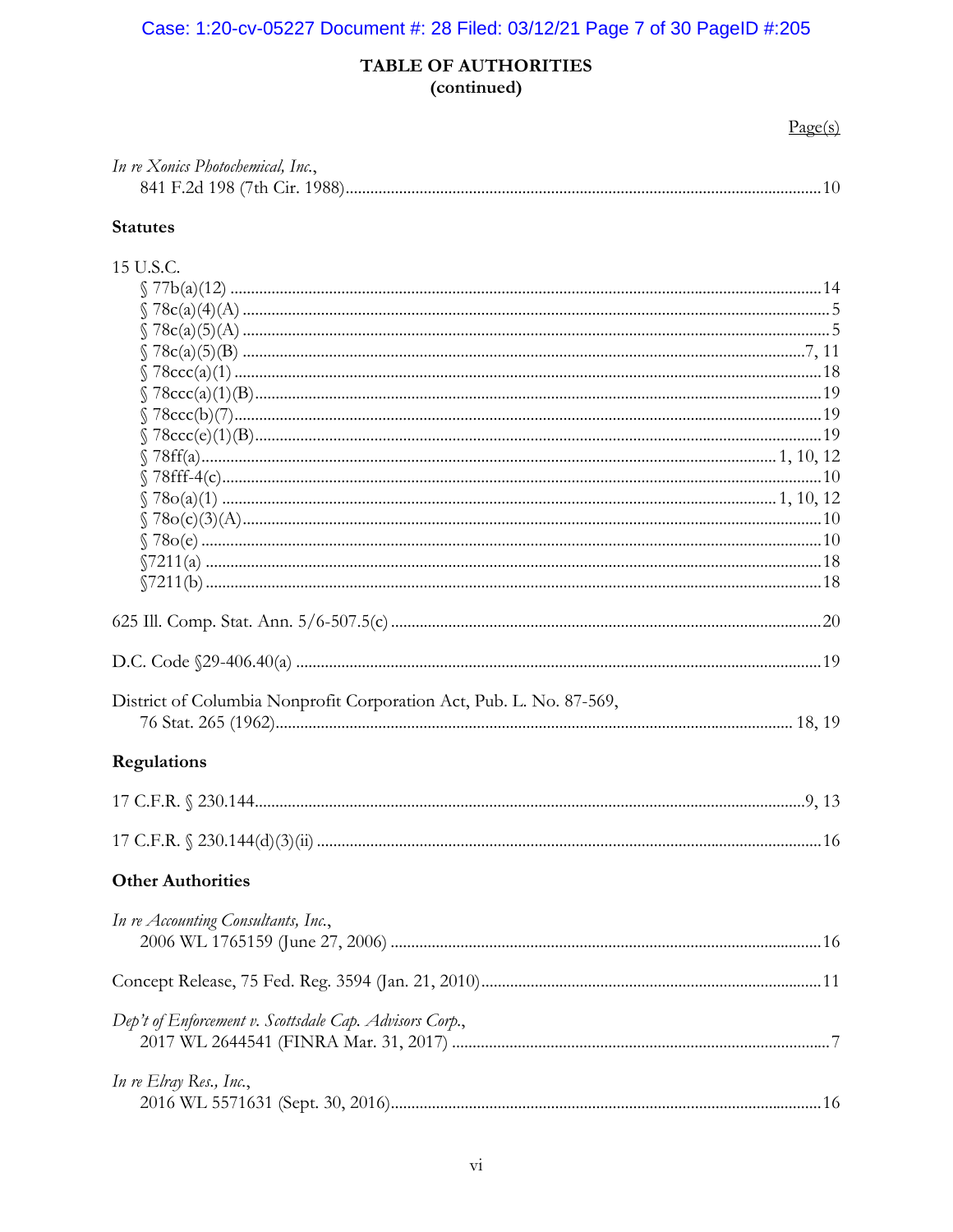## TABLE OF AUTHORITIES
## (continued)

Page(s)

*In re Xonics Photochemical, Inc.*,
841 F.2d 198 (7th Cir. 1988) ....................................................................................................10

### Statutes

15 U.S.C.
§ 77b(a)(12) .................................................................................................................................14
§ 78c(a)(4)(A) ...............................................................................................................................5
§ 78c(a)(5)(A) ...............................................................................................................................5
§ 78c(a)(5)(B) ..........................................................................................................................7, 11
§ 78ccc(a)(1) ................................................................................................................................18
§ 78ccc(a)(1)(B)............................................................................................................................19
§ 78ccc(b)(7).................................................................................................................................19
§ 78ccc(e)(1)(B)............................................................................................................................19
§ 78ff(a)..............................................................................................................................1, 10, 12
§ 78fff-4(c)....................................................................................................................................10
§ 78o(a)(1) ....................................................................................................................1, 10, 12
§ 78o(c)(3)(A)...............................................................................................................................10
§ 78o(e) .........................................................................................................................................10
§7211(a) .......................................................................................................................................18
§7211(b) .......................................................................................................................................18

625 Ill. Comp. Stat. Ann. 5/6-507.5(c) ...........................................................................................20

D.C. Code §29-406.40(a) ................................................................................................................19

District of Columbia Nonprofit Corporation Act, Pub. L. No. 87-569,
76 Stat. 265 (1962)................................................................................................................ 18, 19

### Regulations

17 C.F.R. § 230.144....................................................................................................................9, 13

17 C.F.R. § 230.144(d)(3)(ii) .........................................................................................................16

### Other Authorities

*In re Accounting Consultants, Inc.*,
2006 WL 1765159 (June 27, 2006) ........................................................................................16

Concept Release, 75 Fed. Reg. 3594 (Jan. 21, 2010)...................................................................11

*Dep't of Enforcement v. Scottsdale Cap. Advisors Corp.*,
2017 WL 2644541 (FINRA Mar. 31, 2017) ............................................................................7

*In re Elray Res., Inc.*,
2016 WL 5571631 (Sept. 30, 2016).........................................................................................16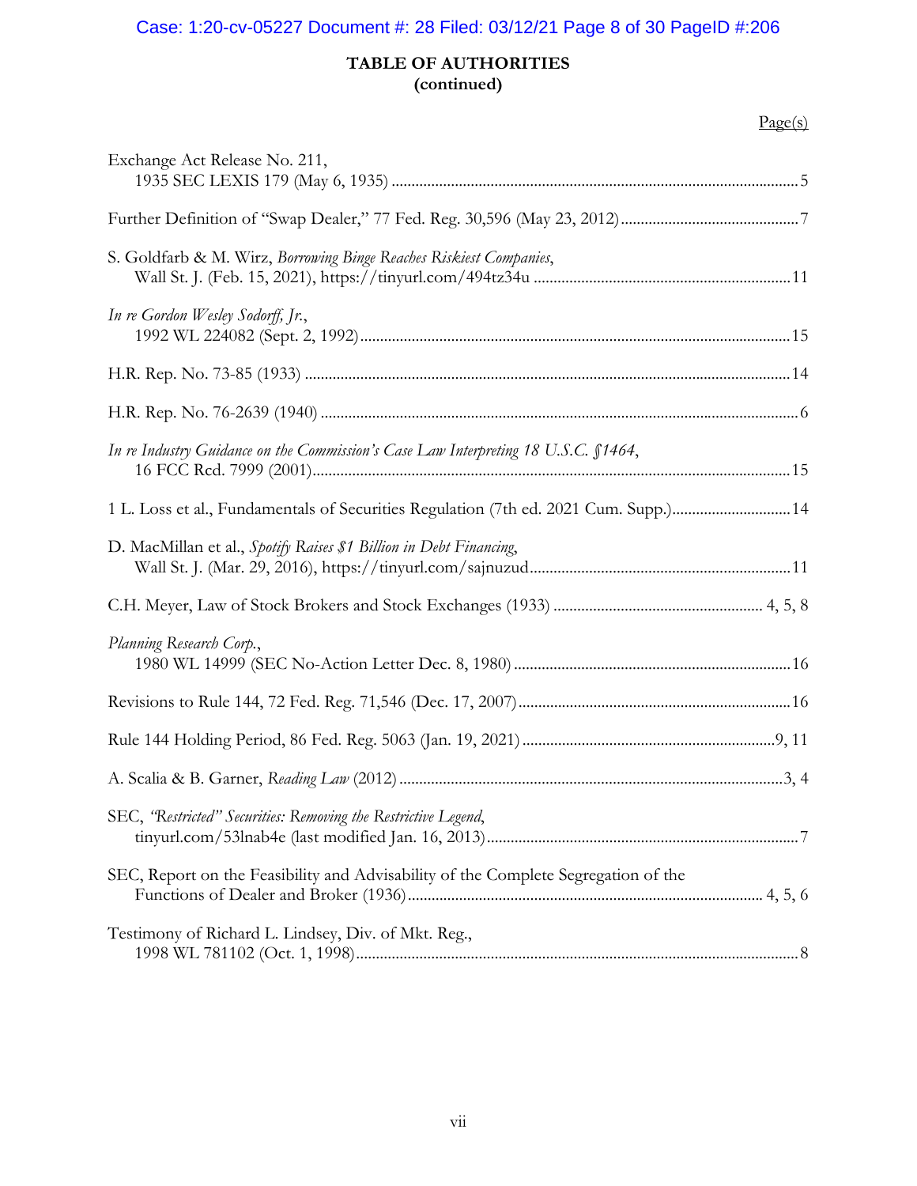**TABLE OF AUTHORITIES**
**(continued)**

Page(s)

Exchange Act Release No. 211,
1935 SEC LEXIS 179 (May 6, 1935) ....................5

Further Definition of "Swap Dealer," 77 Fed. Reg. 30,596 (May 23, 2012) ....................7

S. Goldfarb & M. Wirz, *Borrowing Binge Reaches Riskiest Companies*,
Wall St. J. (Feb. 15, 2021), https://tinyurl.com/494tz34u ....................11

*In re Gordon Wesley Sodorff, Jr.*,
1992 WL 224082 (Sept. 2, 1992) ....................15

H.R. Rep. No. 73-85 (1933) ....................14

H.R. Rep. No. 76-2639 (1940) ....................6

*In re Industry Guidance on the Commission's Case Law Interpreting 18 U.S.C. §1464*,
16 FCC Rcd. 7999 (2001) ....................15

1 L. Loss et al., Fundamentals of Securities Regulation (7th ed. 2021 Cum. Supp.) ....................14

D. MacMillan et al., *Spotify Raises $1 Billion in Debt Financing*,
Wall St. J. (Mar. 29, 2016), https://tinyurl.com/sajnuzud ....................11

C.H. Meyer, Law of Stock Brokers and Stock Exchanges (1933) ....................4, 5, 8

*Planning Research Corp.*,
1980 WL 14999 (SEC No-Action Letter Dec. 8, 1980) ....................16

Revisions to Rule 144, 72 Fed. Reg. 71,546 (Dec. 17, 2007) ....................16

Rule 144 Holding Period, 86 Fed. Reg. 5063 (Jan. 19, 2021) ....................9, 11

A. Scalia & B. Garner, *Reading Law* (2012) ....................3, 4

SEC, *"Restricted" Securities: Removing the Restrictive Legend*,
tinyurl.com/53lnab4e (last modified Jan. 16, 2013) ....................7

SEC, Report on the Feasibility and Advisability of the Complete Segregation of the
Functions of Dealer and Broker (1936) ....................4, 5, 6

Testimony of Richard L. Lindsey, Div. of Mkt. Reg.,
1998 WL 781102 (Oct. 1, 1998) ....................8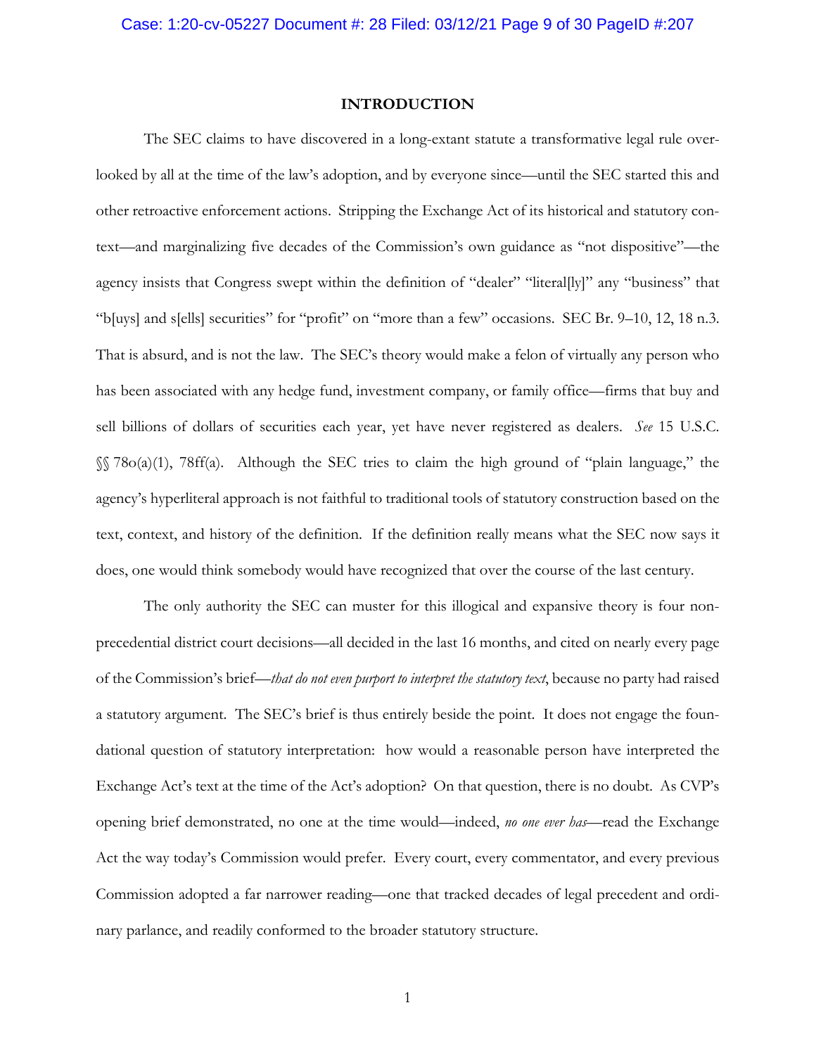## INTRODUCTION

The SEC claims to have discovered in a long-extant statute a transformative legal rule overlooked by all at the time of the law's adoption, and by everyone since—until the SEC started this and other retroactive enforcement actions. Stripping the Exchange Act of its historical and statutory context—and marginalizing five decades of the Commission's own guidance as "not dispositive"—the agency insists that Congress swept within the definition of "dealer" "literal[ly]" any "business" that "b[uys] and s[ells] securities" for "profit" on "more than a few" occasions. SEC Br. 9–10, 12, 18 n.3. That is absurd, and is not the law. The SEC's theory would make a felon of virtually any person who has been associated with any hedge fund, investment company, or family office—firms that buy and sell billions of dollars of securities each year, yet have never registered as dealers. *See* 15 U.S.C. §§ 78o(a)(1), 78ff(a). Although the SEC tries to claim the high ground of "plain language," the agency's hyperliteral approach is not faithful to traditional tools of statutory construction based on the text, context, and history of the definition. If the definition really means what the SEC now says it does, one would think somebody would have recognized that over the course of the last century.

The only authority the SEC can muster for this illogical and expansive theory is four non-precedential district court decisions—all decided in the last 16 months, and cited on nearly every page of the Commission's brief—*that do not even purport to interpret the statutory text*, because no party had raised a statutory argument. The SEC's brief is thus entirely beside the point. It does not engage the foundational question of statutory interpretation: how would a reasonable person have interpreted the Exchange Act's text at the time of the Act's adoption? On that question, there is no doubt. As CVP's opening brief demonstrated, no one at the time would—indeed, *no one ever has*—read the Exchange Act the way today's Commission would prefer. Every court, every commentator, and every previous Commission adopted a far narrower reading—one that tracked decades of legal precedent and ordinary parlance, and readily conformed to the broader statutory structure.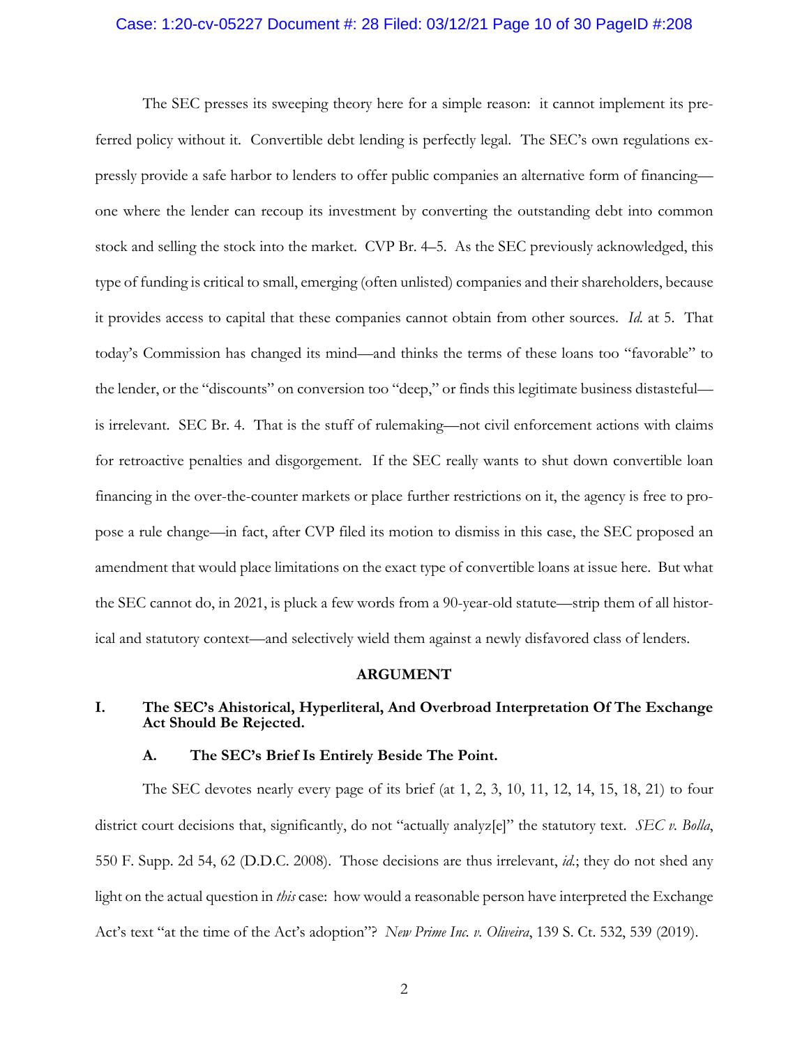The SEC presses its sweeping theory here for a simple reason: it cannot implement its preferred policy without it. Convertible debt lending is perfectly legal. The SEC's own regulations expressly provide a safe harbor to lenders to offer public companies an alternative form of financing—one where the lender can recoup its investment by converting the outstanding debt into common stock and selling the stock into the market. CVP Br. 4–5. As the SEC previously acknowledged, this type of funding is critical to small, emerging (often unlisted) companies and their shareholders, because it provides access to capital that these companies cannot obtain from other sources. *Id.* at 5. That today's Commission has changed its mind—and thinks the terms of these loans too "favorable" to the lender, or the "discounts" on conversion too "deep," or finds this legitimate business distasteful—is irrelevant. SEC Br. 4. That is the stuff of rulemaking—not civil enforcement actions with claims for retroactive penalties and disgorgement. If the SEC really wants to shut down convertible loan financing in the over-the-counter markets or place further restrictions on it, the agency is free to propose a rule change—in fact, after CVP filed its motion to dismiss in this case, the SEC proposed an amendment that would place limitations on the exact type of convertible loans at issue here. But what the SEC cannot do, in 2021, is pluck a few words from a 90-year-old statute—strip them of all historical and statutory context—and selectively wield them against a newly disfavored class of lenders.

## ARGUMENT

### I. The SEC's Ahistorical, Hyperliteral, And Overbroad Interpretation Of The Exchange Act Should Be Rejected.

#### A. The SEC's Brief Is Entirely Beside The Point.

The SEC devotes nearly every page of its brief (at 1, 2, 3, 10, 11, 12, 14, 15, 18, 21) to four district court decisions that, significantly, do not "actually analyz[e]" the statutory text. *SEC v. Bolla*, 550 F. Supp. 2d 54, 62 (D.D.C. 2008). Those decisions are thus irrelevant, *id.*; they do not shed any light on the actual question in *this* case: how would a reasonable person have interpreted the Exchange Act's text "at the time of the Act's adoption"? *New Prime Inc. v. Oliveira*, 139 S. Ct. 532, 539 (2019).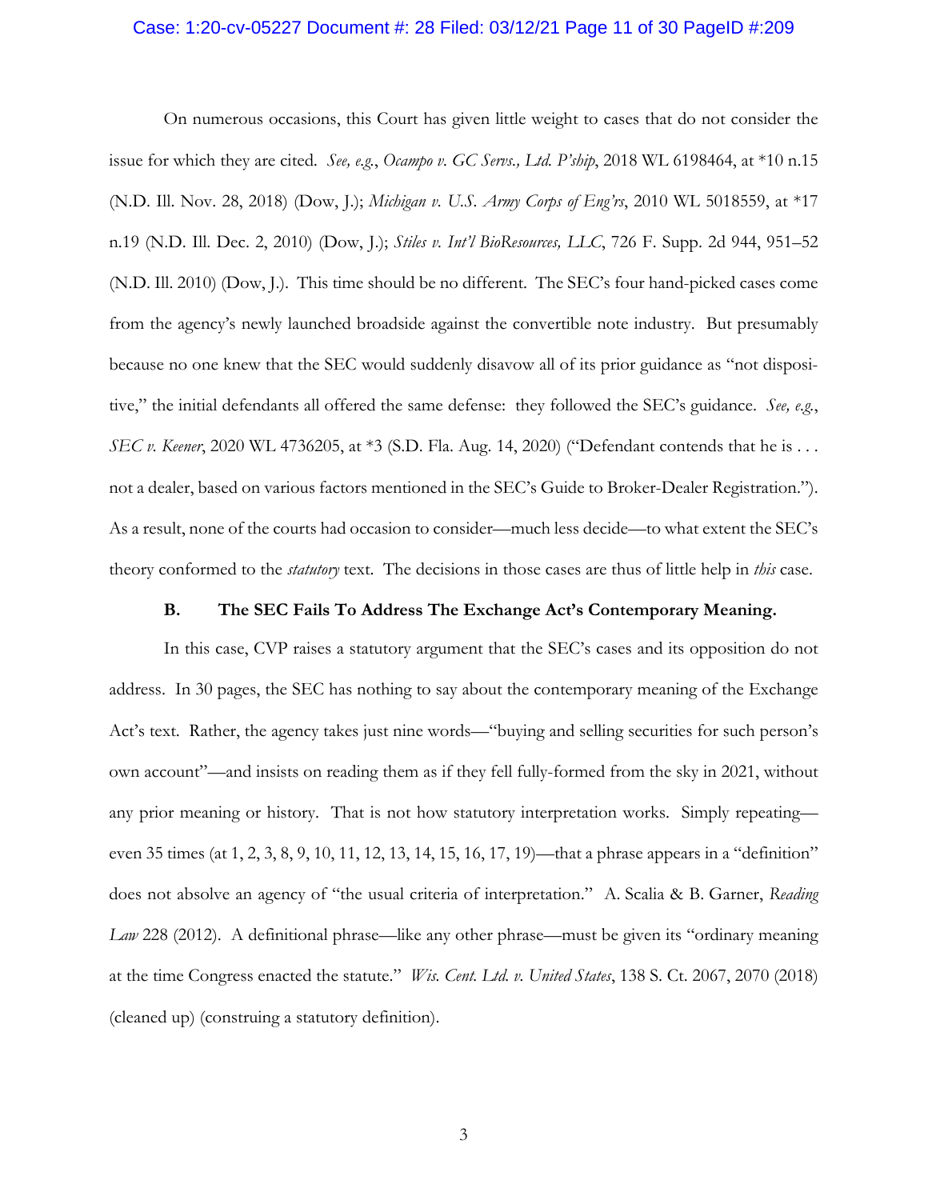On numerous occasions, this Court has given little weight to cases that do not consider the issue for which they are cited. *See, e.g.*, *Ocampo v. GC Servs., Ltd. P'ship*, 2018 WL 6198464, at *10 n.15 (N.D. Ill. Nov. 28, 2018) (Dow, J.); *Michigan v. U.S. Army Corps of Eng'rs*, 2010 WL 5018559, at *17 n.19 (N.D. Ill. Dec. 2, 2010) (Dow, J.); *Stiles v. Int'l BioResources, LLC*, 726 F. Supp. 2d 944, 951–52 (N.D. Ill. 2010) (Dow, J.). This time should be no different. The SEC's four hand-picked cases come from the agency's newly launched broadside against the convertible note industry. But presumably because no one knew that the SEC would suddenly disavow all of its prior guidance as "not dispositive," the initial defendants all offered the same defense: they followed the SEC's guidance. *See, e.g.*, *SEC v. Keener*, 2020 WL 4736205, at *3 (S.D. Fla. Aug. 14, 2020) ("Defendant contends that he is . . . not a dealer, based on various factors mentioned in the SEC's Guide to Broker-Dealer Registration."). As a result, none of the courts had occasion to consider—much less decide—to what extent the SEC's theory conformed to the *statutory* text. The decisions in those cases are thus of little help in *this* case.

### B. The SEC Fails To Address The Exchange Act's Contemporary Meaning.

In this case, CVP raises a statutory argument that the SEC's cases and its opposition do not address. In 30 pages, the SEC has nothing to say about the contemporary meaning of the Exchange Act's text. Rather, the agency takes just nine words—"buying and selling securities for such person's own account"—and insists on reading them as if they fell fully-formed from the sky in 2021, without any prior meaning or history. That is not how statutory interpretation works. Simply repeating—even 35 times (at 1, 2, 3, 8, 9, 10, 11, 12, 13, 14, 15, 16, 17, 19)—that a phrase appears in a "definition" does not absolve an agency of "the usual criteria of interpretation." A. Scalia & B. Garner, *Reading Law* 228 (2012). A definitional phrase—like any other phrase—must be given its "ordinary meaning at the time Congress enacted the statute." *Wis. Cent. Ltd. v. United States*, 138 S. Ct. 2067, 2070 (2018) (cleaned up) (construing a statutory definition).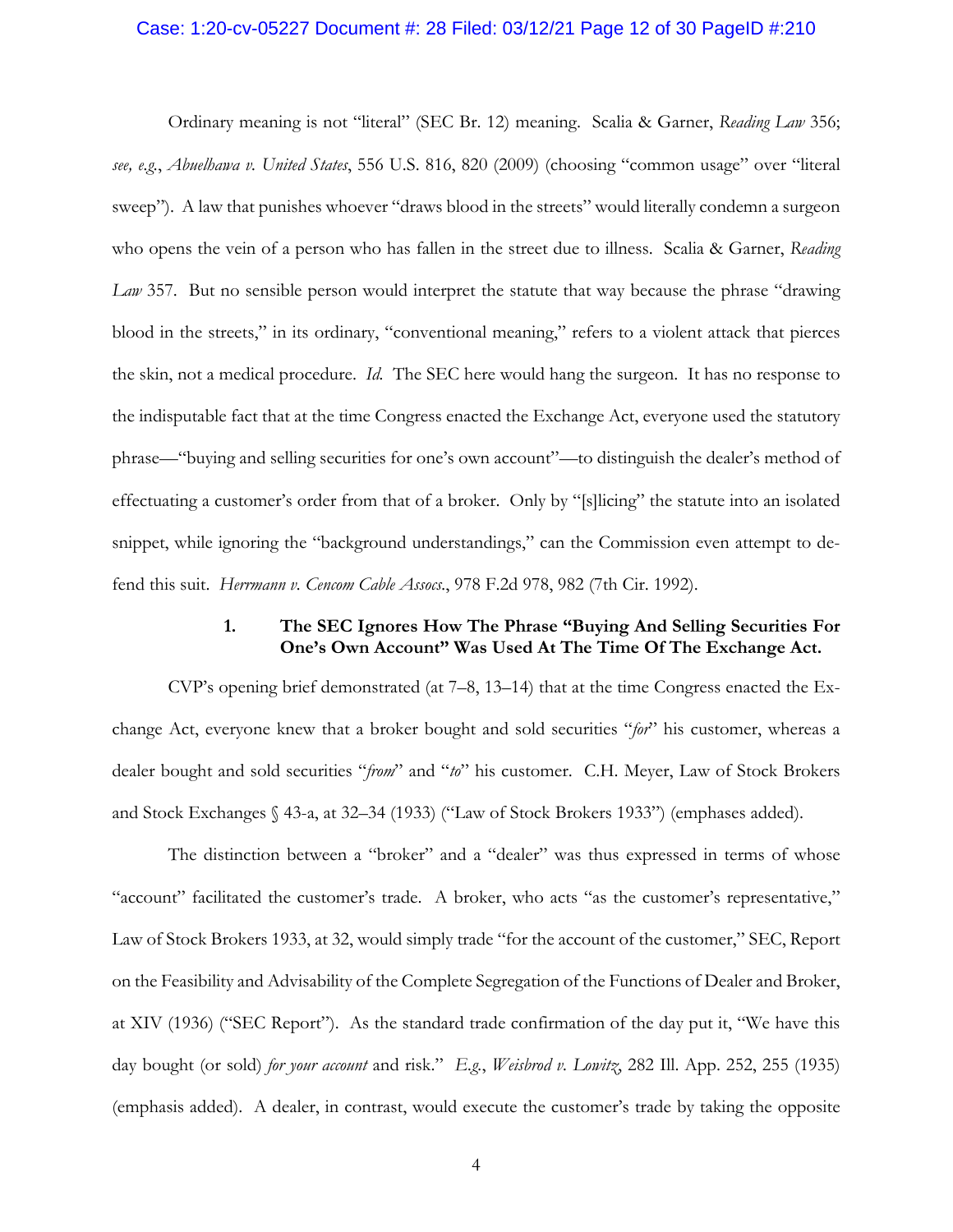Ordinary meaning is not "literal" (SEC Br. 12) meaning. Scalia & Garner, *Reading Law* 356; *see, e.g.*, *Abuelhawa v. United States*, 556 U.S. 816, 820 (2009) (choosing "common usage" over "literal sweep"). A law that punishes whoever "draws blood in the streets" would literally condemn a surgeon who opens the vein of a person who has fallen in the street due to illness. Scalia & Garner, *Reading Law* 357. But no sensible person would interpret the statute that way because the phrase "drawing blood in the streets," in its ordinary, "conventional meaning," refers to a violent attack that pierces the skin, not a medical procedure. *Id.* The SEC here would hang the surgeon. It has no response to the indisputable fact that at the time Congress enacted the Exchange Act, everyone used the statutory phrase—"buying and selling securities for one's own account"—to distinguish the dealer's method of effectuating a customer's order from that of a broker. Only by "[s]licing" the statute into an isolated snippet, while ignoring the "background understandings," can the Commission even attempt to defend this suit. *Herrmann v. Cencom Cable Assocs.*, 978 F.2d 978, 982 (7th Cir. 1992).

### 1. The SEC Ignores How The Phrase "Buying And Selling Securities For One's Own Account" Was Used At The Time Of The Exchange Act.

CVP's opening brief demonstrated (at 7–8, 13–14) that at the time Congress enacted the Exchange Act, everyone knew that a broker bought and sold securities "*for*" his customer, whereas a dealer bought and sold securities "*from*" and "*to*" his customer. C.H. Meyer, Law of Stock Brokers and Stock Exchanges § 43-a, at 32–34 (1933) ("Law of Stock Brokers 1933") (emphases added).

The distinction between a "broker" and a "dealer" was thus expressed in terms of whose "account" facilitated the customer's trade. A broker, who acts "as the customer's representative," Law of Stock Brokers 1933, at 32, would simply trade "for the account of the customer," SEC, Report on the Feasibility and Advisability of the Complete Segregation of the Functions of Dealer and Broker, at XIV (1936) ("SEC Report"). As the standard trade confirmation of the day put it, "We have this day bought (or sold) *for your account* and risk." *E.g.*, *Weisbrod v. Lowitz*, 282 Ill. App. 252, 255 (1935) (emphasis added). A dealer, in contrast, would execute the customer's trade by taking the opposite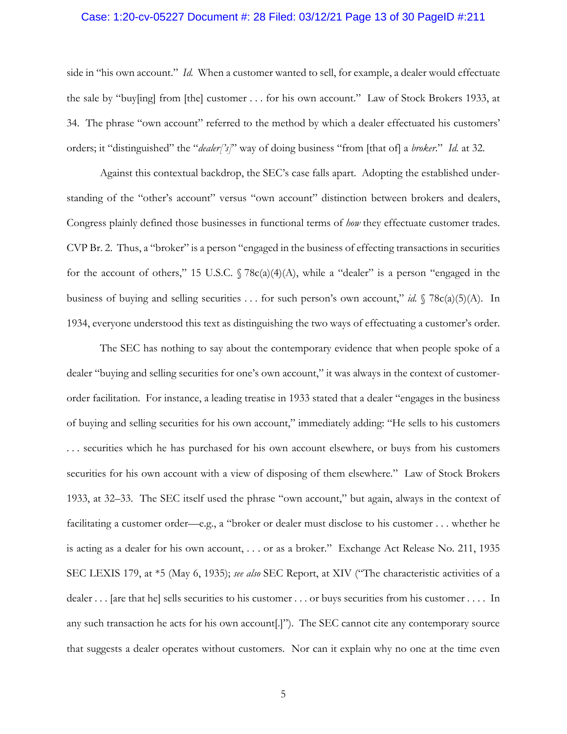side in "his own account." *Id.* When a customer wanted to sell, for example, a dealer would effectuate the sale by "buy[ing] from [the] customer . . . for his own account." Law of Stock Brokers 1933, at 34. The phrase "own account" referred to the method by which a dealer effectuated his customers' orders; it "distinguished" the "*dealer['s]*" way of doing business "from [that of] a *broker*." *Id.* at 32.

Against this contextual backdrop, the SEC's case falls apart. Adopting the established understanding of the "other's account" versus "own account" distinction between brokers and dealers, Congress plainly defined those businesses in functional terms of *how* they effectuate customer trades. CVP Br. 2. Thus, a "broker" is a person "engaged in the business of effecting transactions in securities for the account of others," 15 U.S.C. § 78c(a)(4)(A), while a "dealer" is a person "engaged in the business of buying and selling securities . . . for such person's own account," *id.* § 78c(a)(5)(A). In 1934, everyone understood this text as distinguishing the two ways of effectuating a customer's order.

The SEC has nothing to say about the contemporary evidence that when people spoke of a dealer "buying and selling securities for one's own account," it was always in the context of customer-order facilitation. For instance, a leading treatise in 1933 stated that a dealer "engages in the business of buying and selling securities for his own account," immediately adding: "He sells to his customers . . . securities which he has purchased for his own account elsewhere, or buys from his customers securities for his own account with a view of disposing of them elsewhere." Law of Stock Brokers 1933, at 32–33. The SEC itself used the phrase "own account," but again, always in the context of facilitating a customer order—e.g., a "broker or dealer must disclose to his customer . . . whether he is acting as a dealer for his own account, . . . or as a broker." Exchange Act Release No. 211, 1935 SEC LEXIS 179, at *5 (May 6, 1935); *see also* SEC Report, at XIV ("The characteristic activities of a dealer . . . [are that he] sells securities to his customer . . . or buys securities from his customer . . . . In any such transaction he acts for his own account[.]"). The SEC cannot cite any contemporary source that suggests a dealer operates without customers. Nor can it explain why no one at the time even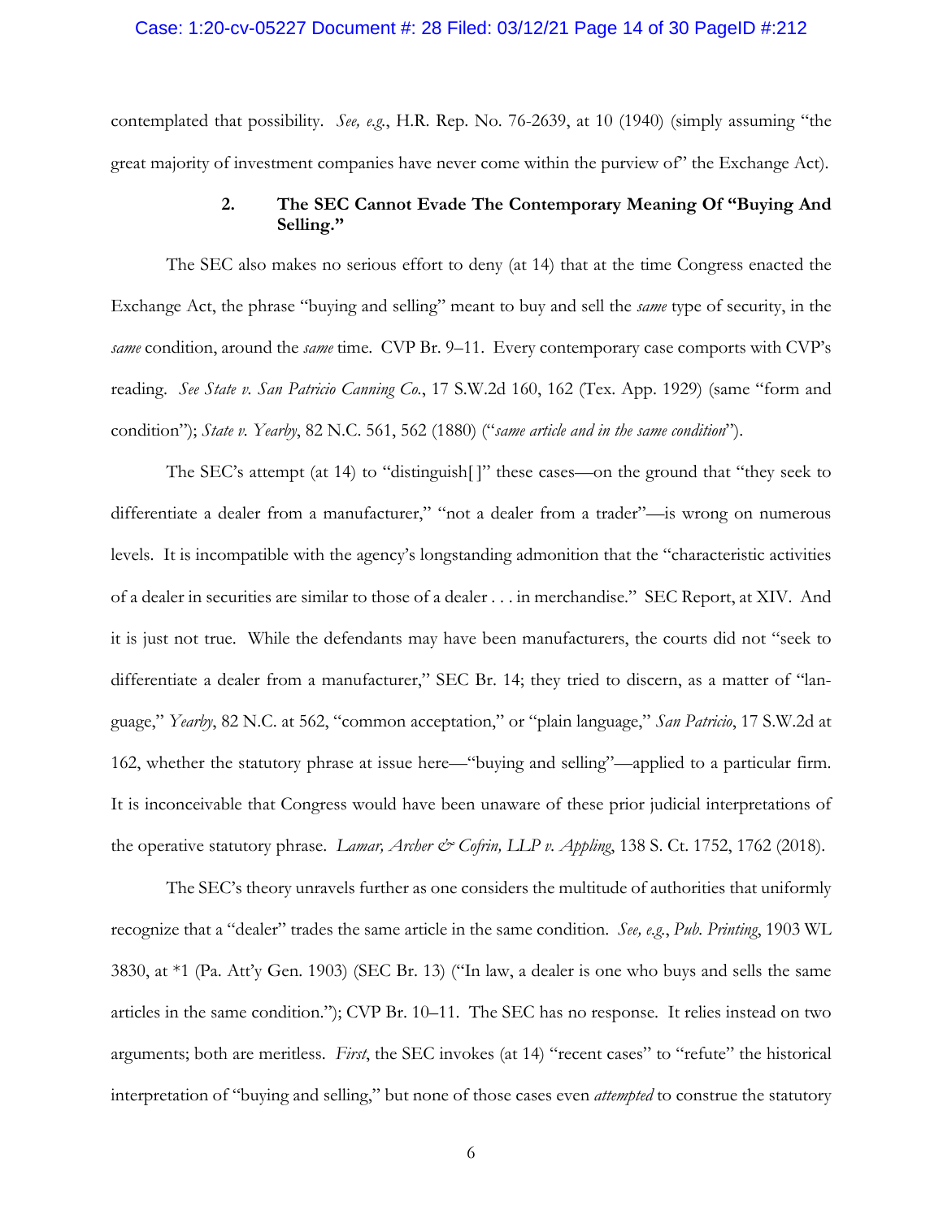contemplated that possibility. *See, e.g.*, H.R. Rep. No. 76-2639, at 10 (1940) (simply assuming "the great majority of investment companies have never come within the purview of" the Exchange Act).

### 2. The SEC Cannot Evade The Contemporary Meaning Of "Buying And Selling."

The SEC also makes no serious effort to deny (at 14) that at the time Congress enacted the Exchange Act, the phrase "buying and selling" meant to buy and sell the *same* type of security, in the *same* condition, around the *same* time. CVP Br. 9–11. Every contemporary case comports with CVP's reading. *See State v. San Patricio Canning Co.*, 17 S.W.2d 160, 162 (Tex. App. 1929) (same "form and condition"); *State v. Yearby*, 82 N.C. 561, 562 (1880) ("*same article and in the same condition*").

The SEC's attempt (at 14) to "distinguish[ ]" these cases—on the ground that "they seek to differentiate a dealer from a manufacturer," "not a dealer from a trader"—is wrong on numerous levels. It is incompatible with the agency's longstanding admonition that the "characteristic activities of a dealer in securities are similar to those of a dealer . . . in merchandise." SEC Report, at XIV. And it is just not true. While the defendants may have been manufacturers, the courts did not "seek to differentiate a dealer from a manufacturer," SEC Br. 14; they tried to discern, as a matter of "language," *Yearby*, 82 N.C. at 562, "common acceptation," or "plain language," *San Patricio*, 17 S.W.2d at 162, whether the statutory phrase at issue here—"buying and selling"—applied to a particular firm. It is inconceivable that Congress would have been unaware of these prior judicial interpretations of the operative statutory phrase. *Lamar, Archer & Cofrin, LLP v. Appling*, 138 S. Ct. 1752, 1762 (2018).

The SEC's theory unravels further as one considers the multitude of authorities that uniformly recognize that a "dealer" trades the same article in the same condition. *See, e.g.*, *Pub. Printing*, 1903 WL 3830, at *1 (Pa. Att'y Gen. 1903) (SEC Br. 13) ("In law, a dealer is one who buys and sells the same articles in the same condition."); CVP Br. 10–11. The SEC has no response. It relies instead on two arguments; both are meritless. *First*, the SEC invokes (at 14) "recent cases" to "refute" the historical interpretation of "buying and selling," but none of those cases even *attempted* to construe the statutory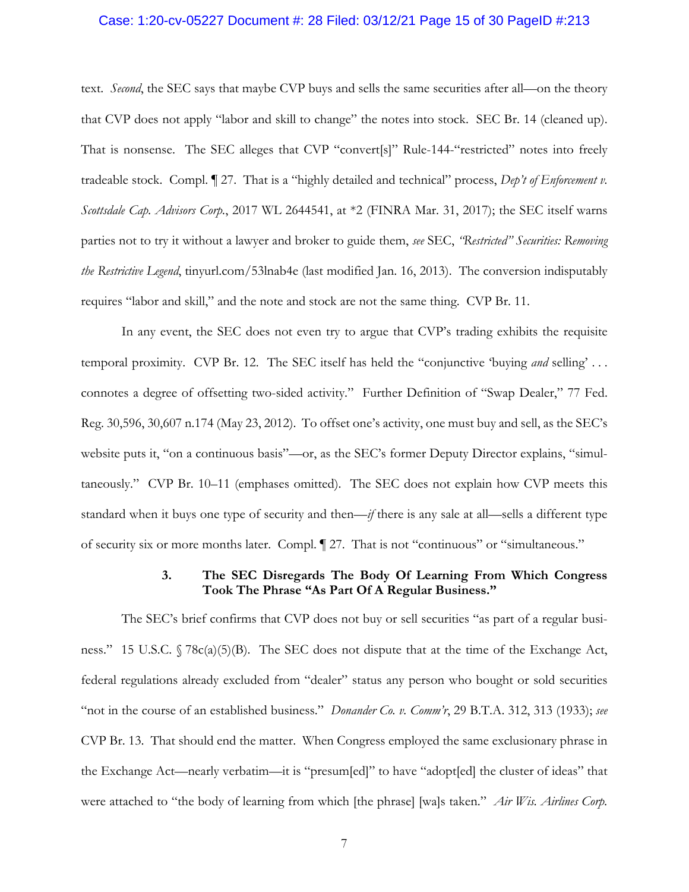text. *Second*, the SEC says that maybe CVP buys and sells the same securities after all—on the theory that CVP does not apply "labor and skill to change" the notes into stock. SEC Br. 14 (cleaned up). That is nonsense. The SEC alleges that CVP "convert[s]" Rule-144-"restricted" notes into freely tradeable stock. Compl. ¶ 27. That is a "highly detailed and technical" process, *Dep't of Enforcement v. Scottsdale Cap. Advisors Corp.*, 2017 WL 2644541, at *2 (FINRA Mar. 31, 2017); the SEC itself warns parties not to try it without a lawyer and broker to guide them, *see* SEC, *"Restricted" Securities: Removing the Restrictive Legend*, tinyurl.com/53lnab4e (last modified Jan. 16, 2013). The conversion indisputably requires "labor and skill," and the note and stock are not the same thing. CVP Br. 11.

In any event, the SEC does not even try to argue that CVP's trading exhibits the requisite temporal proximity. CVP Br. 12. The SEC itself has held the "conjunctive 'buying *and* selling' . . . connotes a degree of offsetting two-sided activity." Further Definition of "Swap Dealer," 77 Fed. Reg. 30,596, 30,607 n.174 (May 23, 2012). To offset one's activity, one must buy and sell, as the SEC's website puts it, "on a continuous basis"—or, as the SEC's former Deputy Director explains, "simultaneously." CVP Br. 10–11 (emphases omitted). The SEC does not explain how CVP meets this standard when it buys one type of security and then—*if* there is any sale at all—sells a different type of security six or more months later. Compl. ¶ 27. That is not "continuous" or "simultaneous."

### 3. The SEC Disregards The Body Of Learning From Which Congress Took The Phrase "As Part Of A Regular Business."

The SEC's brief confirms that CVP does not buy or sell securities "as part of a regular business." 15 U.S.C. § 78c(a)(5)(B). The SEC does not dispute that at the time of the Exchange Act, federal regulations already excluded from "dealer" status any person who bought or sold securities "not in the course of an established business." *Donander Co. v. Comm'r*, 29 B.T.A. 312, 313 (1933); *see* CVP Br. 13. That should end the matter. When Congress employed the same exclusionary phrase in the Exchange Act—nearly verbatim—it is "presum[ed]" to have "adopt[ed] the cluster of ideas" that were attached to "the body of learning from which [the phrase] [wa]s taken." *Air Wis. Airlines Corp.*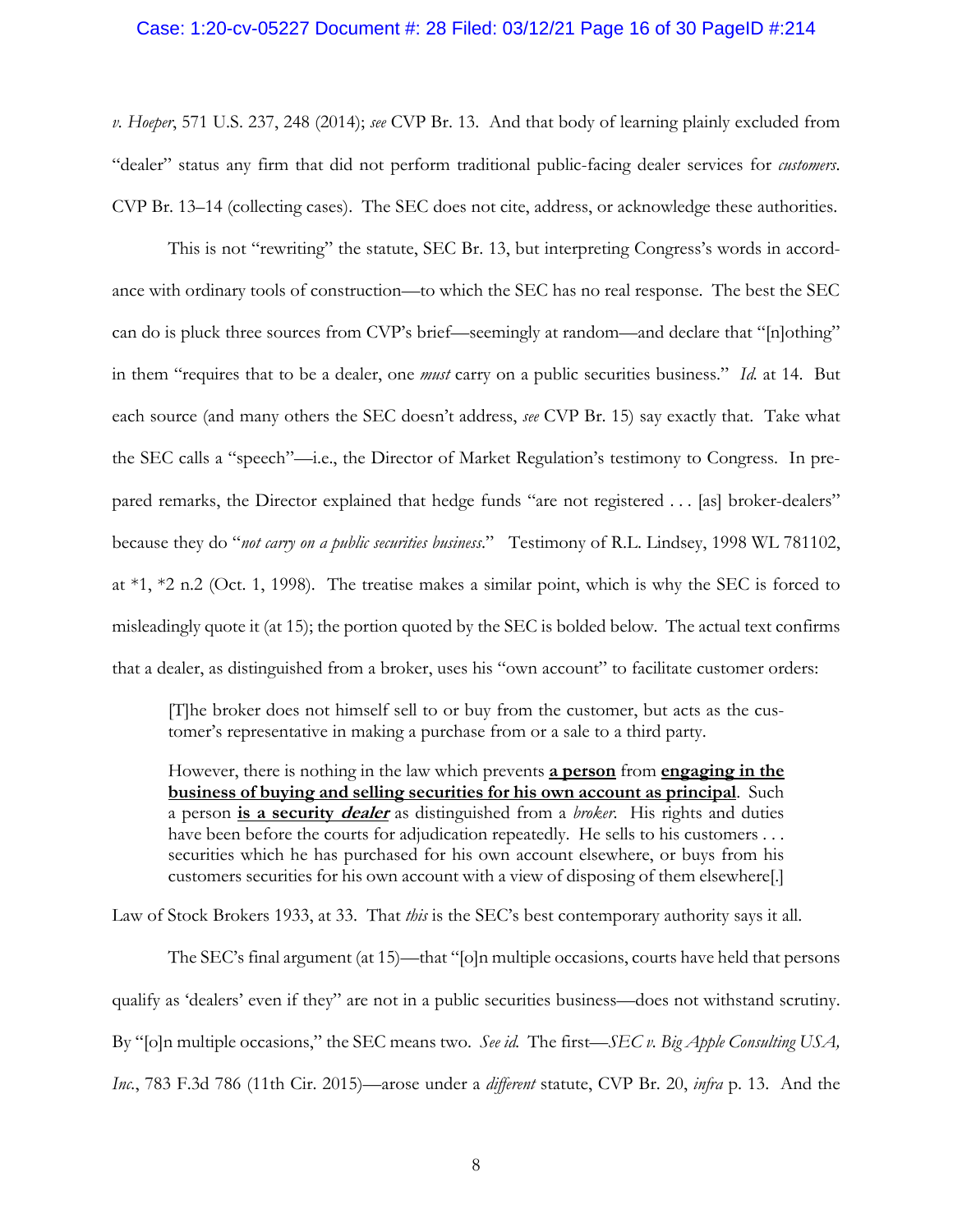*v. Hoeper*, 571 U.S. 237, 248 (2014); *see* CVP Br. 13. And that body of learning plainly excluded from "dealer" status any firm that did not perform traditional public-facing dealer services for *customers*. CVP Br. 13–14 (collecting cases). The SEC does not cite, address, or acknowledge these authorities.

This is not "rewriting" the statute, SEC Br. 13, but interpreting Congress's words in accordance with ordinary tools of construction—to which the SEC has no real response. The best the SEC can do is pluck three sources from CVP's brief—seemingly at random—and declare that "[n]othing" in them "requires that to be a dealer, one *must* carry on a public securities business." *Id.* at 14. But each source (and many others the SEC doesn't address, *see* CVP Br. 15) say exactly that. Take what the SEC calls a "speech"—i.e., the Director of Market Regulation's testimony to Congress. In prepared remarks, the Director explained that hedge funds "are not registered . . . [as] broker-dealers" because they do "*not carry on a public securities business*." Testimony of R.L. Lindsey, 1998 WL 781102, at *1, *2 n.2 (Oct. 1, 1998). The treatise makes a similar point, which is why the SEC is forced to misleadingly quote it (at 15); the portion quoted by the SEC is bolded below. The actual text confirms that a dealer, as distinguished from a broker, uses his "own account" to facilitate customer orders:

> [T]he broker does not himself sell to or buy from the customer, but acts as the customer's representative in making a purchase from or a sale to a third party.
>
> However, there is nothing in the law which prevents <u>**a person**</u> from <u>**engaging in the business of buying and selling securities for his own account as principal**</u>. Such a person <u>**is a security *dealer***</u> as distinguished from a *broker*. His rights and duties have been before the courts for adjudication repeatedly. He sells to his customers . . . securities which he has purchased for his own account elsewhere, or buys from his customers securities for his own account with a view of disposing of them elsewhere[.]

Law of Stock Brokers 1933, at 33. That *this* is the SEC's best contemporary authority says it all.

The SEC's final argument (at 15)—that "[o]n multiple occasions, courts have held that persons qualify as 'dealers' even if they" are not in a public securities business—does not withstand scrutiny. By "[o]n multiple occasions," the SEC means two. *See id.* The first—*SEC v. Big Apple Consulting USA, Inc.*, 783 F.3d 786 (11th Cir. 2015)—arose under a *different* statute, CVP Br. 20, *infra* p. 13. And the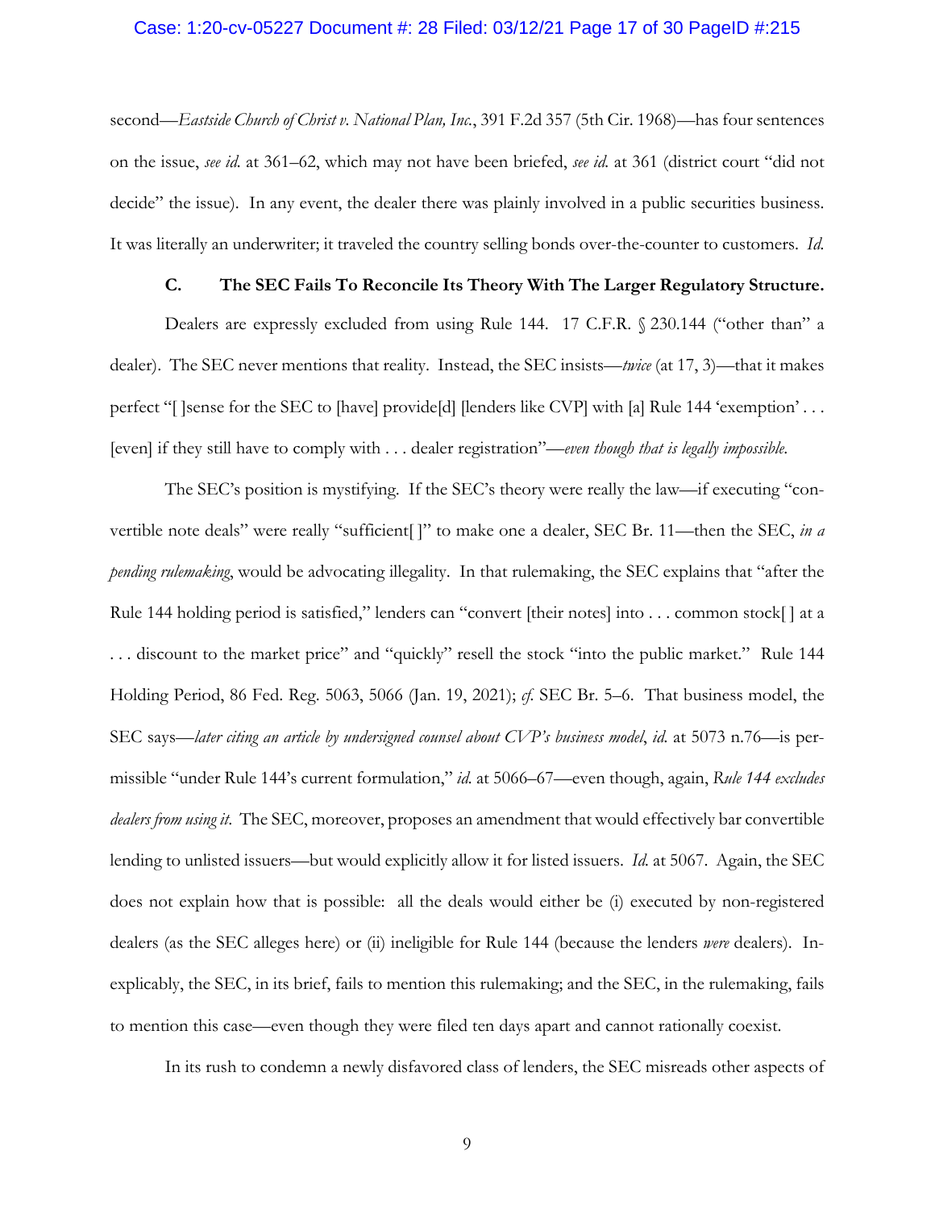second—*Eastside Church of Christ v. National Plan, Inc.*, 391 F.2d 357 (5th Cir. 1968)—has four sentences on the issue, *see id.* at 361–62, which may not have been briefed, *see id.* at 361 (district court "did not decide" the issue). In any event, the dealer there was plainly involved in a public securities business. It was literally an underwriter; it traveled the country selling bonds over-the-counter to customers. *Id.*

### C. The SEC Fails To Reconcile Its Theory With The Larger Regulatory Structure.

Dealers are expressly excluded from using Rule 144. 17 C.F.R. § 230.144 ("other than" a dealer). The SEC never mentions that reality. Instead, the SEC insists—*twice* (at 17, 3)—that it makes perfect "[ ]sense for the SEC to [have] provide[d] [lenders like CVP] with [a] Rule 144 'exemption' . . . [even] if they still have to comply with . . . dealer registration"—*even though that is legally impossible.*

The SEC's position is mystifying. If the SEC's theory were really the law—if executing "convertible note deals" were really "sufficient[ ]" to make one a dealer, SEC Br. 11—then the SEC, *in a pending rulemaking*, would be advocating illegality. In that rulemaking, the SEC explains that "after the Rule 144 holding period is satisfied," lenders can "convert [their notes] into . . . common stock[ ] at a . . . discount to the market price" and "quickly" resell the stock "into the public market." Rule 144 Holding Period, 86 Fed. Reg. 5063, 5066 (Jan. 19, 2021); *cf.* SEC Br. 5–6. That business model, the SEC says—*later citing an article by undersigned counsel about CVP's business model*, *id.* at 5073 n.76—is permissible "under Rule 144's current formulation," *id.* at 5066–67—even though, again, *Rule 144 excludes dealers from using it.* The SEC, moreover, proposes an amendment that would effectively bar convertible lending to unlisted issuers—but would explicitly allow it for listed issuers. *Id.* at 5067. Again, the SEC does not explain how that is possible: all the deals would either be (i) executed by non-registered dealers (as the SEC alleges here) or (ii) ineligible for Rule 144 (because the lenders *were* dealers). Inexplicably, the SEC, in its brief, fails to mention this rulemaking; and the SEC, in the rulemaking, fails to mention this case—even though they were filed ten days apart and cannot rationally coexist.

In its rush to condemn a newly disfavored class of lenders, the SEC misreads other aspects of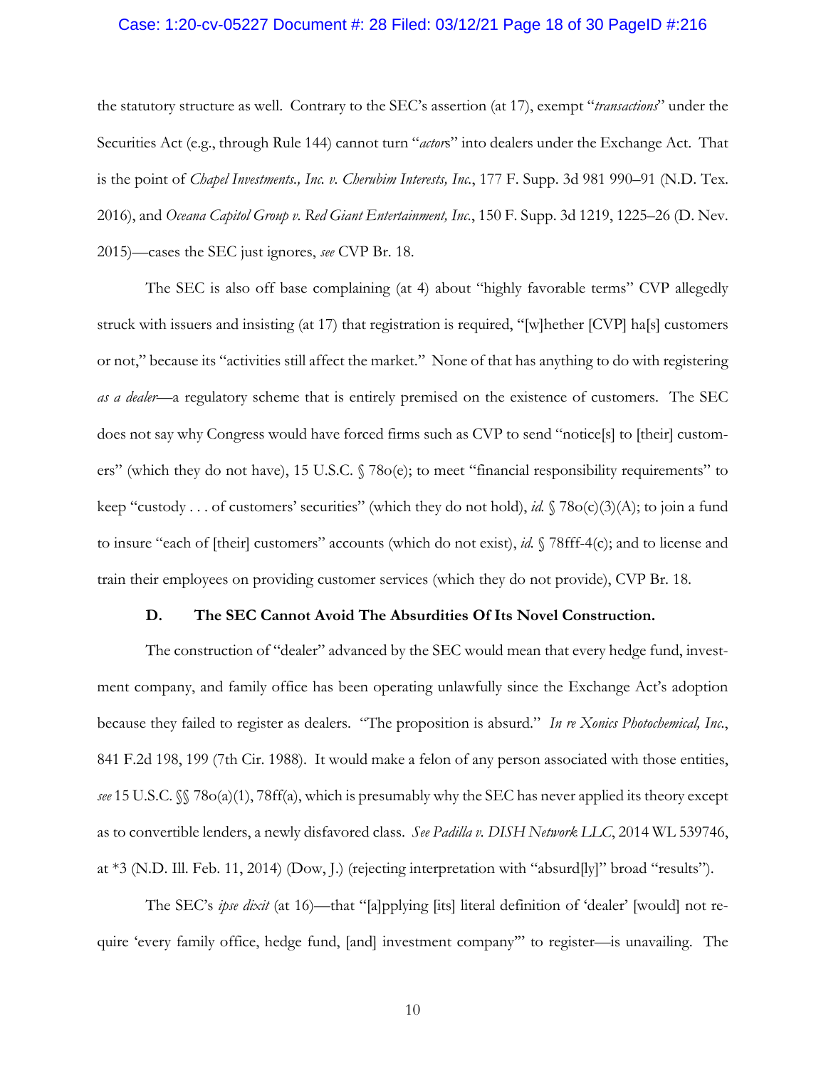the statutory structure as well. Contrary to the SEC's assertion (at 17), exempt "*transactions*" under the Securities Act (e.g., through Rule 144) cannot turn "*actor*s" into dealers under the Exchange Act. That is the point of *Chapel Investments., Inc. v. Cherubim Interests, Inc.*, 177 F. Supp. 3d 981 990–91 (N.D. Tex. 2016), and *Oceana Capitol Group v. Red Giant Entertainment, Inc.*, 150 F. Supp. 3d 1219, 1225–26 (D. Nev. 2015)—cases the SEC just ignores, *see* CVP Br. 18.

The SEC is also off base complaining (at 4) about "highly favorable terms" CVP allegedly struck with issuers and insisting (at 17) that registration is required, "[w]hether [CVP] ha[s] customers or not," because its "activities still affect the market." None of that has anything to do with registering *as a dealer*—a regulatory scheme that is entirely premised on the existence of customers. The SEC does not say why Congress would have forced firms such as CVP to send "notice[s] to [their] customers" (which they do not have), 15 U.S.C. § 78o(e); to meet "financial responsibility requirements" to keep "custody . . . of customers' securities" (which they do not hold), *id.* § 78o(c)(3)(A); to join a fund to insure "each of [their] customers" accounts (which do not exist), *id.* § 78fff-4(c); and to license and train their employees on providing customer services (which they do not provide), CVP Br. 18.

### D. The SEC Cannot Avoid The Absurdities Of Its Novel Construction.

The construction of "dealer" advanced by the SEC would mean that every hedge fund, investment company, and family office has been operating unlawfully since the Exchange Act's adoption because they failed to register as dealers. "The proposition is absurd." *In re Xonics Photochemical, Inc.*, 841 F.2d 198, 199 (7th Cir. 1988). It would make a felon of any person associated with those entities, *see* 15 U.S.C. §§ 78o(a)(1), 78ff(a), which is presumably why the SEC has never applied its theory except as to convertible lenders, a newly disfavored class. *See Padilla v. DISH Network LLC*, 2014 WL 539746, at \*3 (N.D. Ill. Feb. 11, 2014) (Dow, J.) (rejecting interpretation with "absurd[ly]" broad "results").

The SEC's *ipse dixit* (at 16)—that "[a]pplying [its] literal definition of 'dealer' [would] not require 'every family office, hedge fund, [and] investment company'" to register—is unavailing. The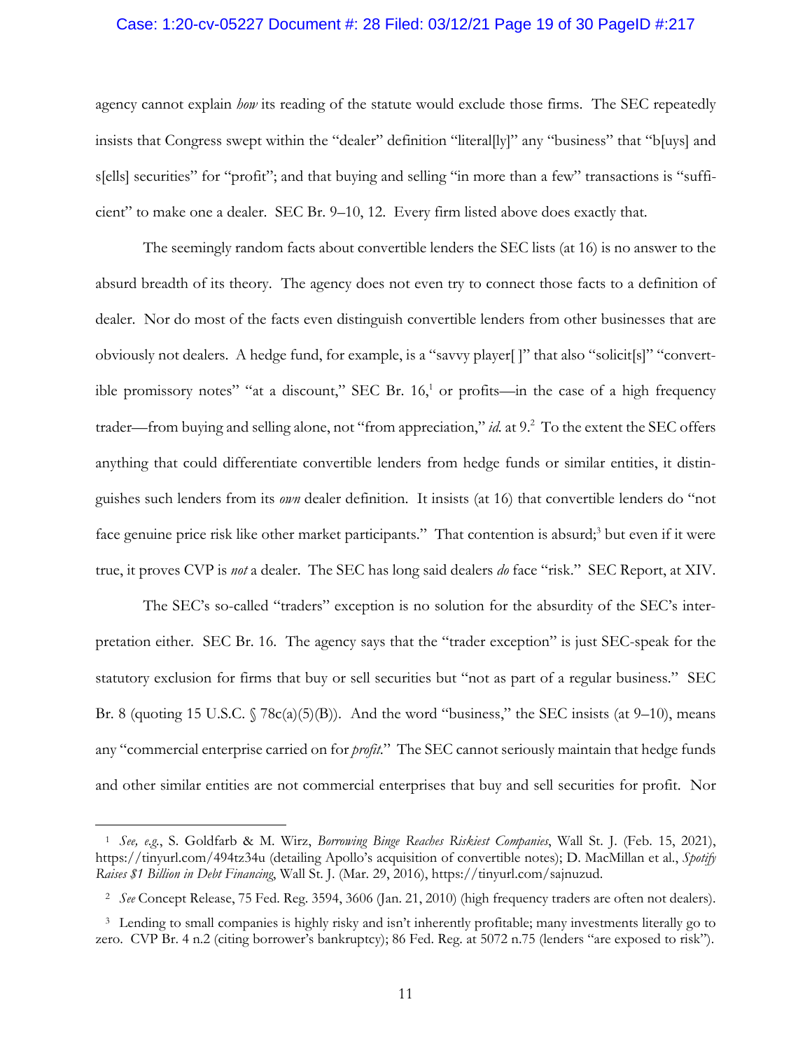agency cannot explain *how* its reading of the statute would exclude those firms. The SEC repeatedly insists that Congress swept within the "dealer" definition "literal[ly]" any "business" that "b[uys] and s[ells] securities" for "profit"; and that buying and selling "in more than a few" transactions is "sufficient" to make one a dealer. SEC Br. 9–10, 12. Every firm listed above does exactly that.

The seemingly random facts about convertible lenders the SEC lists (at 16) is no answer to the absurd breadth of its theory. The agency does not even try to connect those facts to a definition of dealer. Nor do most of the facts even distinguish convertible lenders from other businesses that are obviously not dealers. A hedge fund, for example, is a "savvy player[ ]" that also "solicit[s]" "convertible promissory notes" "at a discount," SEC Br. 16,[1] or profits—in the case of a high frequency trader—from buying and selling alone, not "from appreciation," *id.* at 9.[2] To the extent the SEC offers anything that could differentiate convertible lenders from hedge funds or similar entities, it distinguishes such lenders from its *own* dealer definition. It insists (at 16) that convertible lenders do "not face genuine price risk like other market participants." That contention is absurd;[3] but even if it were true, it proves CVP is *not* a dealer. The SEC has long said dealers *do* face "risk." SEC Report, at XIV.

The SEC's so-called "traders" exception is no solution for the absurdity of the SEC's interpretation either. SEC Br. 16. The agency says that the "trader exception" is just SEC-speak for the statutory exclusion for firms that buy or sell securities but "not as part of a regular business." SEC Br. 8 (quoting 15 U.S.C. § 78c(a)(5)(B)). And the word "business," the SEC insists (at 9–10), means any "commercial enterprise carried on for *profit*." The SEC cannot seriously maintain that hedge funds and other similar entities are not commercial enterprises that buy and sell securities for profit. Nor

---

[1] *See, e.g.*, S. Goldfarb & M. Wirz, *Borrowing Binge Reaches Riskiest Companies*, Wall St. J. (Feb. 15, 2021), https://tinyurl.com/494tz34u (detailing Apollo's acquisition of convertible notes); D. MacMillan et al., *Spotify Raises $1 Billion in Debt Financing*, Wall St. J. (Mar. 29, 2016), https://tinyurl.com/sajnuzud.

[2] *See* Concept Release, 75 Fed. Reg. 3594, 3606 (Jan. 21, 2010) (high frequency traders are often not dealers).

[3] Lending to small companies is highly risky and isn't inherently profitable; many investments literally go to zero. CVP Br. 4 n.2 (citing borrower's bankruptcy); 86 Fed. Reg. at 5072 n.75 (lenders "are exposed to risk").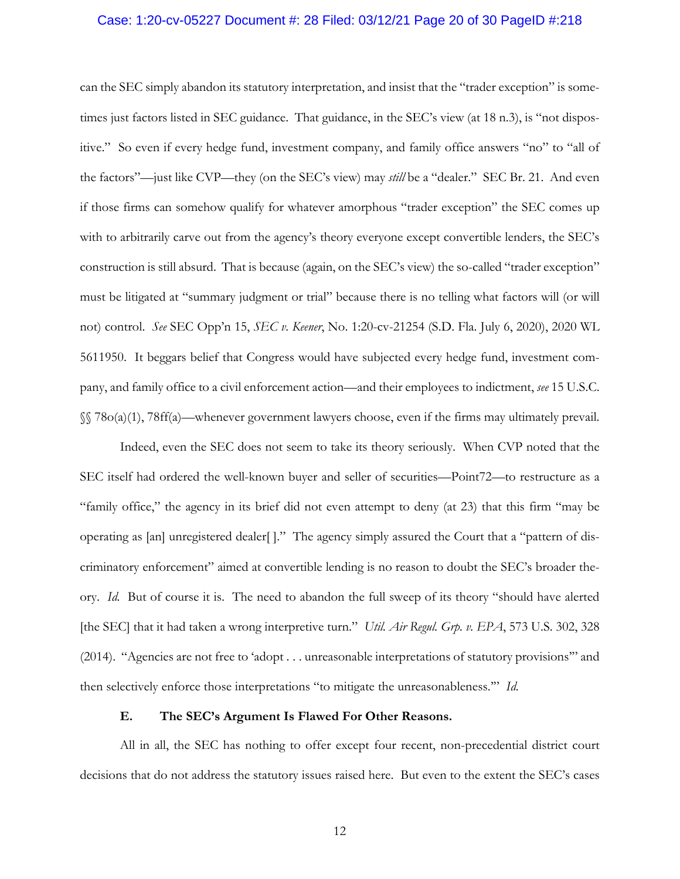can the SEC simply abandon its statutory interpretation, and insist that the "trader exception" is sometimes just factors listed in SEC guidance. That guidance, in the SEC's view (at 18 n.3), is "not dispositive." So even if every hedge fund, investment company, and family office answers "no" to "all of the factors"—just like CVP—they (on the SEC's view) may *still* be a "dealer." SEC Br. 21. And even if those firms can somehow qualify for whatever amorphous "trader exception" the SEC comes up with to arbitrarily carve out from the agency's theory everyone except convertible lenders, the SEC's construction is still absurd. That is because (again, on the SEC's view) the so-called "trader exception" must be litigated at "summary judgment or trial" because there is no telling what factors will (or will not) control. *See* SEC Opp'n 15, *SEC v. Keener*, No. 1:20-cv-21254 (S.D. Fla. July 6, 2020), 2020 WL 5611950. It beggars belief that Congress would have subjected every hedge fund, investment company, and family office to a civil enforcement action—and their employees to indictment, *see* 15 U.S.C. §§ 78o(a)(1), 78ff(a)—whenever government lawyers choose, even if the firms may ultimately prevail.

Indeed, even the SEC does not seem to take its theory seriously. When CVP noted that the SEC itself had ordered the well-known buyer and seller of securities—Point72—to restructure as a "family office," the agency in its brief did not even attempt to deny (at 23) that this firm "may be operating as [an] unregistered dealer[ ]." The agency simply assured the Court that a "pattern of discriminatory enforcement" aimed at convertible lending is no reason to doubt the SEC's broader theory. *Id.* But of course it is. The need to abandon the full sweep of its theory "should have alerted [the SEC] that it had taken a wrong interpretive turn." *Util. Air Regul. Grp. v. EPA*, 573 U.S. 302, 328 (2014). "Agencies are not free to 'adopt . . . unreasonable interpretations of statutory provisions'" and then selectively enforce those interpretations "to mitigate the unreasonableness.'" *Id.*

### E. The SEC's Argument Is Flawed For Other Reasons.

All in all, the SEC has nothing to offer except four recent, non-precedential district court decisions that do not address the statutory issues raised here. But even to the extent the SEC's cases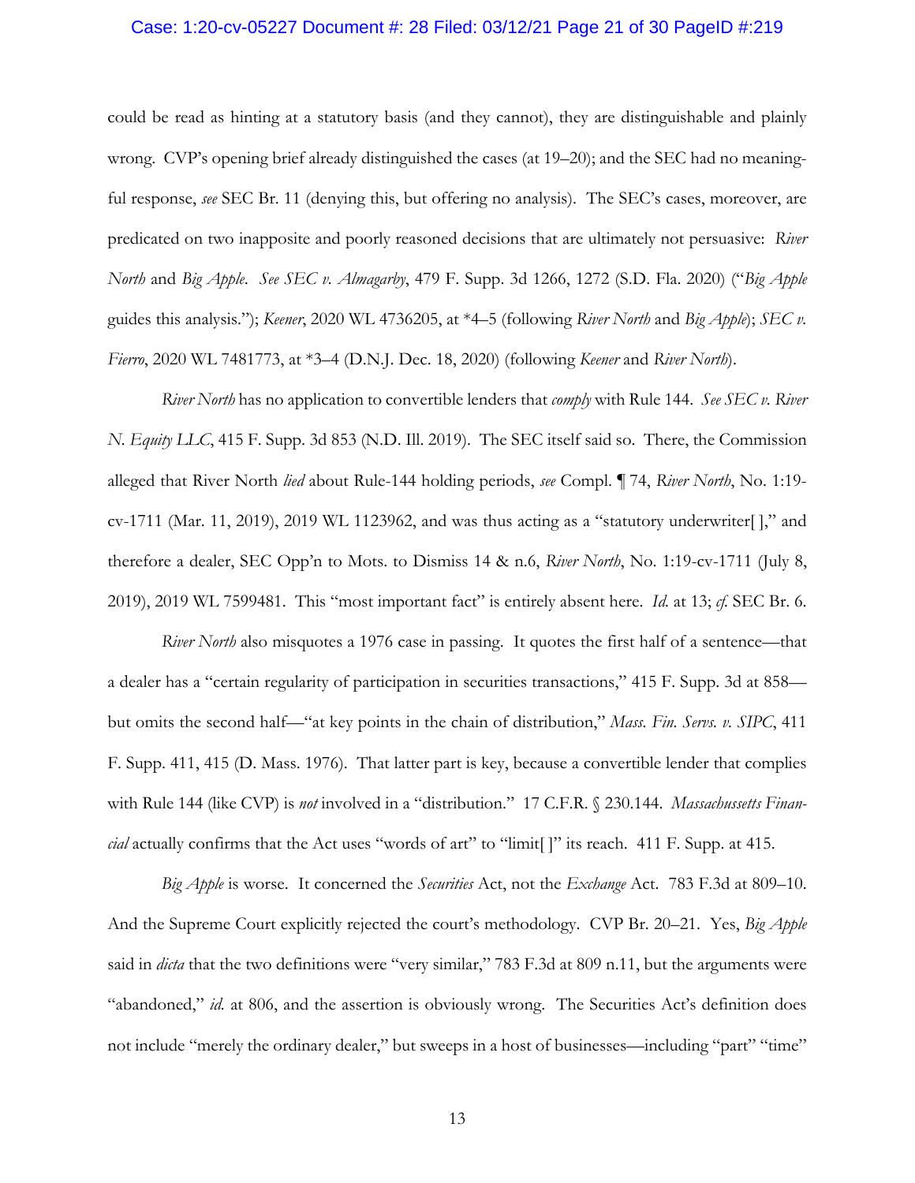could be read as hinting at a statutory basis (and they cannot), they are distinguishable and plainly wrong. CVP's opening brief already distinguished the cases (at 19–20); and the SEC had no meaningful response, *see* SEC Br. 11 (denying this, but offering no analysis). The SEC's cases, moreover, are predicated on two inapposite and poorly reasoned decisions that are ultimately not persuasive: *River North* and *Big Apple*. *See SEC v. Almagarby*, 479 F. Supp. 3d 1266, 1272 (S.D. Fla. 2020) ("*Big Apple* guides this analysis."); *Keener*, 2020 WL 4736205, at *4–5 (following *River North* and *Big Apple*); *SEC v. Fierro*, 2020 WL 7481773, at *3–4 (D.N.J. Dec. 18, 2020) (following *Keener* and *River North*).

*River North* has no application to convertible lenders that *comply* with Rule 144. *See SEC v. River N. Equity LLC*, 415 F. Supp. 3d 853 (N.D. Ill. 2019). The SEC itself said so. There, the Commission alleged that River North *lied* about Rule-144 holding periods, *see* Compl. ¶ 74, *River North*, No. 1:19-cv-1711 (Mar. 11, 2019), 2019 WL 1123962, and was thus acting as a "statutory underwriter[ ]," and therefore a dealer, SEC Opp'n to Mots. to Dismiss 14 & n.6, *River North*, No. 1:19-cv-1711 (July 8, 2019), 2019 WL 7599481. This "most important fact" is entirely absent here. *Id.* at 13; *cf.* SEC Br. 6.

*River North* also misquotes a 1976 case in passing. It quotes the first half of a sentence—that a dealer has a "certain regularity of participation in securities transactions," 415 F. Supp. 3d at 858—but omits the second half—"at key points in the chain of distribution," *Mass. Fin. Servs. v. SIPC*, 411 F. Supp. 411, 415 (D. Mass. 1976). That latter part is key, because a convertible lender that complies with Rule 144 (like CVP) is *not* involved in a "distribution." 17 C.F.R. § 230.144. *Massachussetts Financial* actually confirms that the Act uses "words of art" to "limit[ ]" its reach. 411 F. Supp. at 415.

*Big Apple* is worse. It concerned the *Securities* Act, not the *Exchange* Act. 783 F.3d at 809–10. And the Supreme Court explicitly rejected the court's methodology. CVP Br. 20–21. Yes, *Big Apple* said in *dicta* that the two definitions were "very similar," 783 F.3d at 809 n.11, but the arguments were "abandoned," *id.* at 806, and the assertion is obviously wrong. The Securities Act's definition does not include "merely the ordinary dealer," but sweeps in a host of businesses—including "part" "time"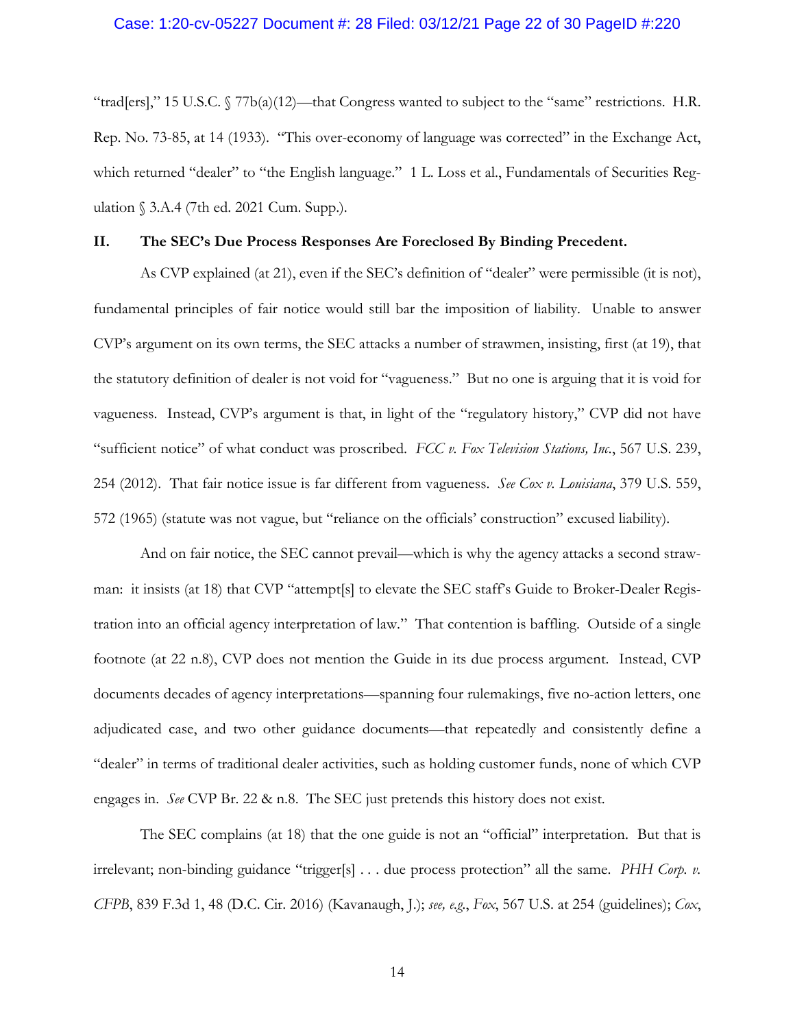"trad[ers]," 15 U.S.C. § 77b(a)(12)—that Congress wanted to subject to the "same" restrictions. H.R. Rep. No. 73-85, at 14 (1933). "This over-economy of language was corrected" in the Exchange Act, which returned "dealer" to "the English language." 1 L. Loss et al., Fundamentals of Securities Regulation § 3.A.4 (7th ed. 2021 Cum. Supp.).

## II. The SEC's Due Process Responses Are Foreclosed By Binding Precedent.

As CVP explained (at 21), even if the SEC's definition of "dealer" were permissible (it is not), fundamental principles of fair notice would still bar the imposition of liability. Unable to answer CVP's argument on its own terms, the SEC attacks a number of strawmen, insisting, first (at 19), that the statutory definition of dealer is not void for "vagueness." But no one is arguing that it is void for vagueness. Instead, CVP's argument is that, in light of the "regulatory history," CVP did not have "sufficient notice" of what conduct was proscribed. *FCC v. Fox Television Stations, Inc.*, 567 U.S. 239, 254 (2012). That fair notice issue is far different from vagueness. *See Cox v. Louisiana*, 379 U.S. 559, 572 (1965) (statute was not vague, but "reliance on the officials' construction" excused liability).

And on fair notice, the SEC cannot prevail—which is why the agency attacks a second strawman: it insists (at 18) that CVP "attempt[s] to elevate the SEC staff's Guide to Broker-Dealer Registration into an official agency interpretation of law." That contention is baffling. Outside of a single footnote (at 22 n.8), CVP does not mention the Guide in its due process argument. Instead, CVP documents decades of agency interpretations—spanning four rulemakings, five no-action letters, one adjudicated case, and two other guidance documents—that repeatedly and consistently define a "dealer" in terms of traditional dealer activities, such as holding customer funds, none of which CVP engages in. *See* CVP Br. 22 & n.8. The SEC just pretends this history does not exist.

The SEC complains (at 18) that the one guide is not an "official" interpretation. But that is irrelevant; non-binding guidance "trigger[s] . . . due process protection" all the same. *PHH Corp. v. CFPB*, 839 F.3d 1, 48 (D.C. Cir. 2016) (Kavanaugh, J.); *see, e.g.*, *Fox*, 567 U.S. at 254 (guidelines); *Cox*,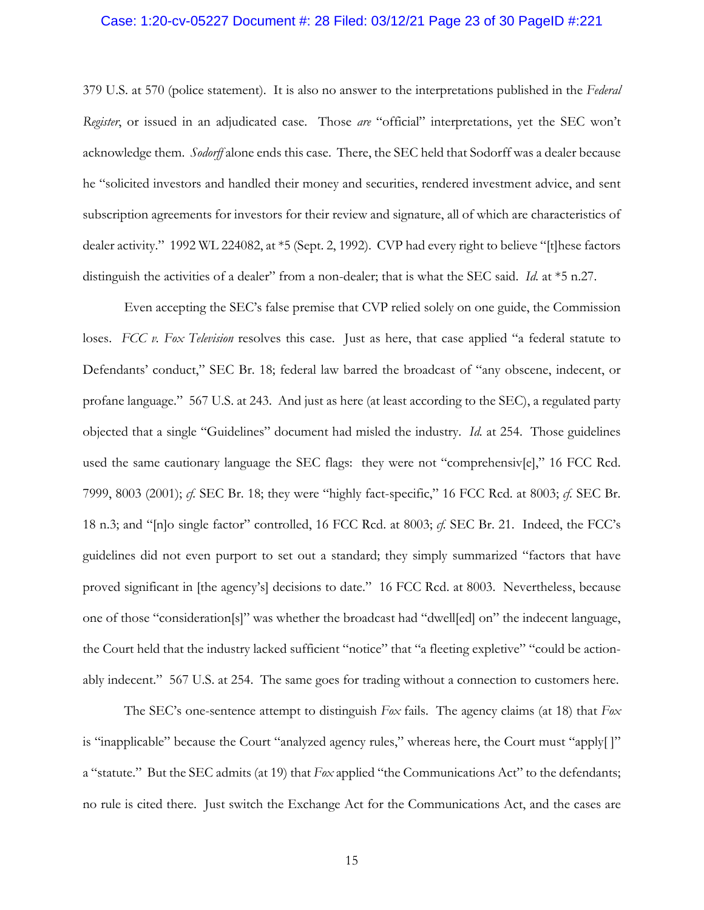379 U.S. at 570 (police statement). It is also no answer to the interpretations published in the *Federal Register*, or issued in an adjudicated case. Those *are* "official" interpretations, yet the SEC won't acknowledge them. *Sodorff* alone ends this case. There, the SEC held that Sodorff was a dealer because he "solicited investors and handled their money and securities, rendered investment advice, and sent subscription agreements for investors for their review and signature, all of which are characteristics of dealer activity." 1992 WL 224082, at *5 (Sept. 2, 1992). CVP had every right to believe "[t]hese factors distinguish the activities of a dealer" from a non-dealer; that is what the SEC said. *Id.* at *5 n.27.

Even accepting the SEC's false premise that CVP relied solely on one guide, the Commission loses. *FCC v. Fox Television* resolves this case. Just as here, that case applied "a federal statute to Defendants' conduct," SEC Br. 18; federal law barred the broadcast of "any obscene, indecent, or profane language." 567 U.S. at 243. And just as here (at least according to the SEC), a regulated party objected that a single "Guidelines" document had misled the industry. *Id.* at 254. Those guidelines used the same cautionary language the SEC flags: they were not "comprehensiv[e]," 16 FCC Rcd. 7999, 8003 (2001); *cf.* SEC Br. 18; they were "highly fact-specific," 16 FCC Rcd. at 8003; *cf.* SEC Br. 18 n.3; and "[n]o single factor" controlled, 16 FCC Rcd. at 8003; *cf.* SEC Br. 21. Indeed, the FCC's guidelines did not even purport to set out a standard; they simply summarized "factors that have proved significant in [the agency's] decisions to date." 16 FCC Rcd. at 8003. Nevertheless, because one of those "consideration[s]" was whether the broadcast had "dwell[ed] on" the indecent language, the Court held that the industry lacked sufficient "notice" that "a fleeting expletive" "could be actionably indecent." 567 U.S. at 254. The same goes for trading without a connection to customers here.

The SEC's one-sentence attempt to distinguish *Fox* fails. The agency claims (at 18) that *Fox* is "inapplicable" because the Court "analyzed agency rules," whereas here, the Court must "apply[ ]" a "statute." But the SEC admits (at 19) that *Fox* applied "the Communications Act" to the defendants; no rule is cited there. Just switch the Exchange Act for the Communications Act, and the cases are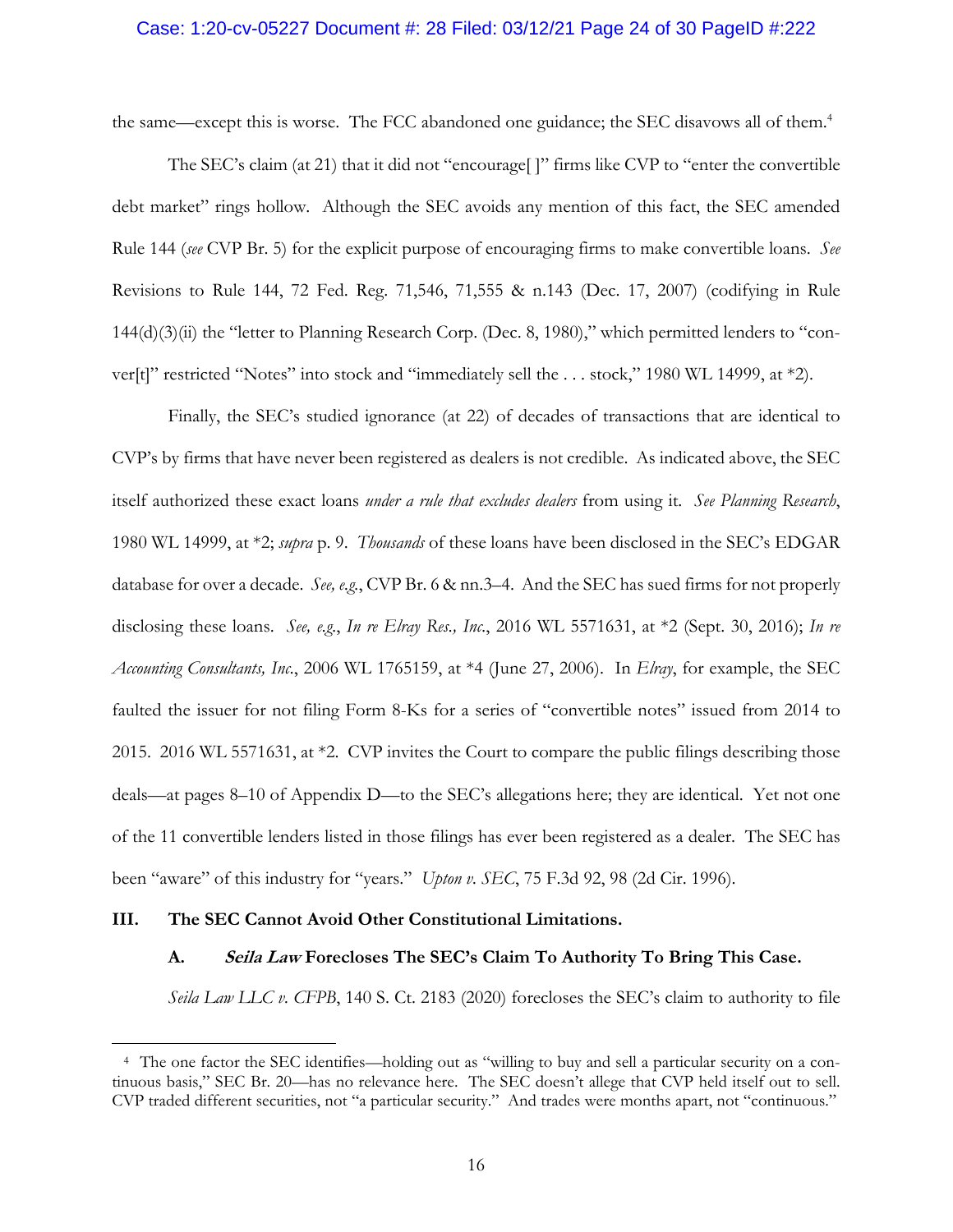the same—except this is worse. The FCC abandoned one guidance; the SEC disavows all of them.[4]

The SEC's claim (at 21) that it did not "encourage[ ]" firms like CVP to "enter the convertible debt market" rings hollow. Although the SEC avoids any mention of this fact, the SEC amended Rule 144 (*see* CVP Br. 5) for the explicit purpose of encouraging firms to make convertible loans. *See* Revisions to Rule 144, 72 Fed. Reg. 71,546, 71,555 & n.143 (Dec. 17, 2007) (codifying in Rule 144(d)(3)(ii) the "letter to Planning Research Corp. (Dec. 8, 1980)," which permitted lenders to "conver[t]" restricted "Notes" into stock and "immediately sell the . . . stock," 1980 WL 14999, at *2).

Finally, the SEC's studied ignorance (at 22) of decades of transactions that are identical to CVP's by firms that have never been registered as dealers is not credible. As indicated above, the SEC itself authorized these exact loans *under a rule that excludes dealers* from using it. *See Planning Research*, 1980 WL 14999, at *2; *supra* p. 9. *Thousands* of these loans have been disclosed in the SEC's EDGAR database for over a decade. *See, e.g.*, CVP Br. 6 & nn.3–4. And the SEC has sued firms for not properly disclosing these loans. *See, e.g.*, *In re Elray Res., Inc.*, 2016 WL 5571631, at *2 (Sept. 30, 2016); *In re Accounting Consultants, Inc.*, 2006 WL 1765159, at *4 (June 27, 2006). In *Elray*, for example, the SEC faulted the issuer for not filing Form 8-Ks for a series of "convertible notes" issued from 2014 to 2015. 2016 WL 5571631, at *2. CVP invites the Court to compare the public filings describing those deals—at pages 8–10 of Appendix D—to the SEC's allegations here; they are identical. Yet not one of the 11 convertible lenders listed in those filings has ever been registered as a dealer. The SEC has been "aware" of this industry for "years." *Upton v. SEC*, 75 F.3d 92, 98 (2d Cir. 1996).

## III. The SEC Cannot Avoid Other Constitutional Limitations.

### A. *Seila Law* Forecloses The SEC's Claim To Authority To Bring This Case.

*Seila Law LLC v. CFPB*, 140 S. Ct. 2183 (2020) forecloses the SEC's claim to authority to file

---

[4] The one factor the SEC identifies—holding out as "willing to buy and sell a particular security on a continuous basis," SEC Br. 20—has no relevance here. The SEC doesn't allege that CVP held itself out to sell. CVP traded different securities, not "a particular security." And trades were months apart, not "continuous."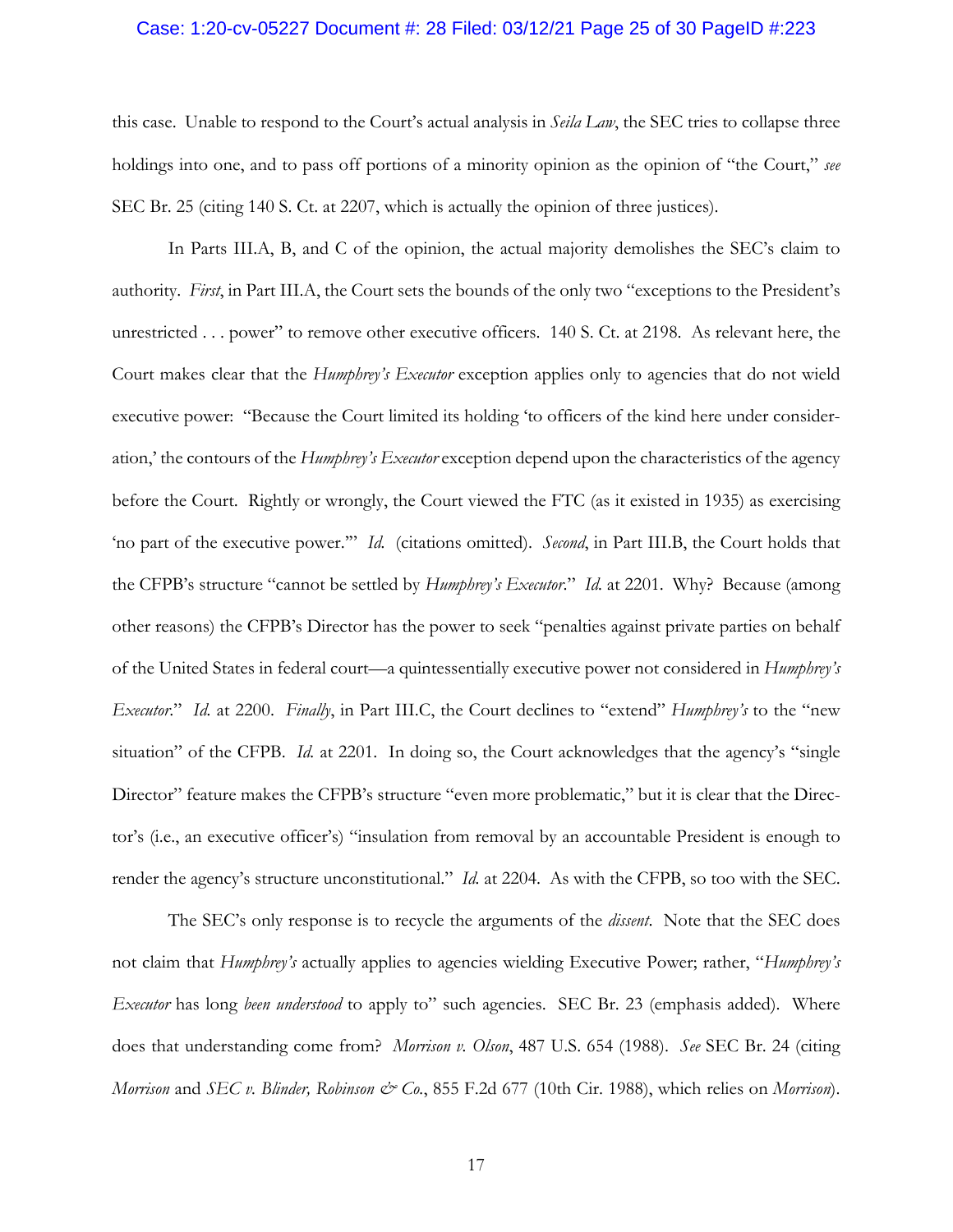this case. Unable to respond to the Court's actual analysis in *Seila Law*, the SEC tries to collapse three holdings into one, and to pass off portions of a minority opinion as the opinion of "the Court," *see* SEC Br. 25 (citing 140 S. Ct. at 2207, which is actually the opinion of three justices).

In Parts III.A, B, and C of the opinion, the actual majority demolishes the SEC's claim to authority. *First*, in Part III.A, the Court sets the bounds of the only two "exceptions to the President's unrestricted . . . power" to remove other executive officers. 140 S. Ct. at 2198. As relevant here, the Court makes clear that the *Humphrey's Executor* exception applies only to agencies that do not wield executive power: "Because the Court limited its holding 'to officers of the kind here under consideration,' the contours of the *Humphrey's Executor* exception depend upon the characteristics of the agency before the Court. Rightly or wrongly, the Court viewed the FTC (as it existed in 1935) as exercising 'no part of the executive power.'" *Id.* (citations omitted). *Second*, in Part III.B, the Court holds that the CFPB's structure "cannot be settled by *Humphrey's Executor*." *Id.* at 2201. Why? Because (among other reasons) the CFPB's Director has the power to seek "penalties against private parties on behalf of the United States in federal court—a quintessentially executive power not considered in *Humphrey's Executor*." *Id.* at 2200. *Finally*, in Part III.C, the Court declines to "extend" *Humphrey's* to the "new situation" of the CFPB. *Id.* at 2201. In doing so, the Court acknowledges that the agency's "single Director" feature makes the CFPB's structure "even more problematic," but it is clear that the Director's (i.e., an executive officer's) "insulation from removal by an accountable President is enough to render the agency's structure unconstitutional." *Id.* at 2204. As with the CFPB, so too with the SEC.

The SEC's only response is to recycle the arguments of the *dissent*. Note that the SEC does not claim that *Humphrey's* actually applies to agencies wielding Executive Power; rather, "*Humphrey's Executor* has long *been understood* to apply to" such agencies. SEC Br. 23 (emphasis added). Where does that understanding come from? *Morrison v. Olson*, 487 U.S. 654 (1988). *See* SEC Br. 24 (citing *Morrison* and *SEC v. Blinder, Robinson & Co.*, 855 F.2d 677 (10th Cir. 1988), which relies on *Morrison*).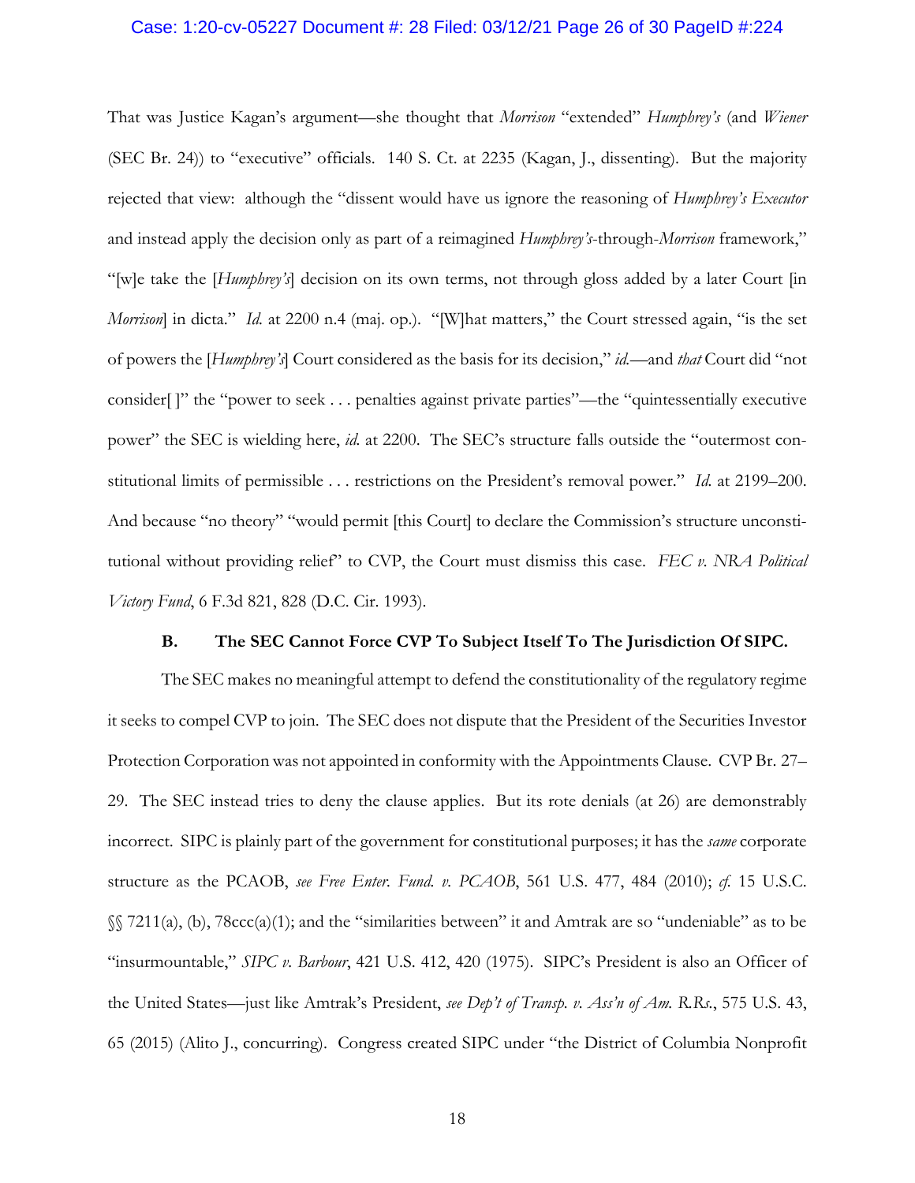That was Justice Kagan's argument—she thought that *Morrison* "extended" *Humphrey's* (and *Wiener* (SEC Br. 24)) to "executive" officials. 140 S. Ct. at 2235 (Kagan, J., dissenting). But the majority rejected that view: although the "dissent would have us ignore the reasoning of *Humphrey's Executor* and instead apply the decision only as part of a reimagined *Humphrey's*-through-*Morrison* framework," "[w]e take the [*Humphrey's*] decision on its own terms, not through gloss added by a later Court [in *Morrison*] in dicta." *Id.* at 2200 n.4 (maj. op.). "[W]hat matters," the Court stressed again, "is the set of powers the [*Humphrey's*] Court considered as the basis for its decision," *id.*—and *that* Court did "not consider[ ]" the "power to seek . . . penalties against private parties"—the "quintessentially executive power" the SEC is wielding here, *id.* at 2200. The SEC's structure falls outside the "outermost constitutional limits of permissible . . . restrictions on the President's removal power." *Id.* at 2199–200. And because "no theory" "would permit [this Court] to declare the Commission's structure unconstitutional without providing relief" to CVP, the Court must dismiss this case. *FEC v. NRA Political Victory Fund*, 6 F.3d 821, 828 (D.C. Cir. 1993).

### B. The SEC Cannot Force CVP To Subject Itself To The Jurisdiction Of SIPC.

The SEC makes no meaningful attempt to defend the constitutionality of the regulatory regime it seeks to compel CVP to join. The SEC does not dispute that the President of the Securities Investor Protection Corporation was not appointed in conformity with the Appointments Clause. CVP Br. 27–29. The SEC instead tries to deny the clause applies. But its rote denials (at 26) are demonstrably incorrect. SIPC is plainly part of the government for constitutional purposes; it has the *same* corporate structure as the PCAOB, *see Free Enter. Fund. v. PCAOB*, 561 U.S. 477, 484 (2010); *cf.* 15 U.S.C. §§ 7211(a), (b), 78ccc(a)(1); and the "similarities between" it and Amtrak are so "undeniable" as to be "insurmountable," *SIPC v. Barbour*, 421 U.S. 412, 420 (1975). SIPC's President is also an Officer of the United States—just like Amtrak's President, *see Dep't of Transp. v. Ass'n of Am. R.Rs.*, 575 U.S. 43, 65 (2015) (Alito J., concurring). Congress created SIPC under "the District of Columbia Nonprofit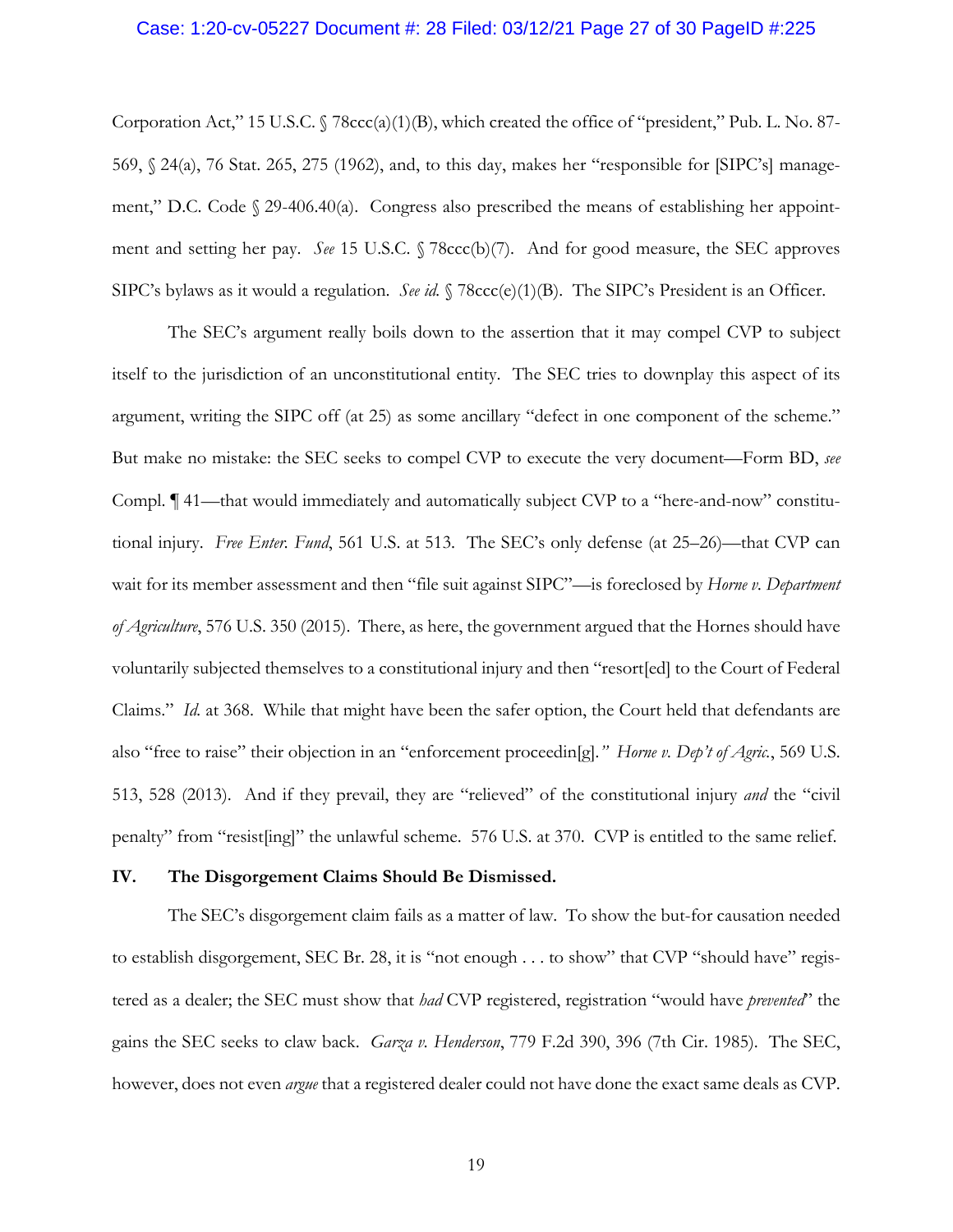Corporation Act," 15 U.S.C. § 78ccc(a)(1)(B), which created the office of "president," Pub. L. No. 87-569, § 24(a), 76 Stat. 265, 275 (1962), and, to this day, makes her "responsible for [SIPC's] management," D.C. Code § 29-406.40(a). Congress also prescribed the means of establishing her appointment and setting her pay. *See* 15 U.S.C. § 78ccc(b)(7). And for good measure, the SEC approves SIPC's bylaws as it would a regulation. *See id.* § 78ccc(e)(1)(B). The SIPC's President is an Officer.

The SEC's argument really boils down to the assertion that it may compel CVP to subject itself to the jurisdiction of an unconstitutional entity. The SEC tries to downplay this aspect of its argument, writing the SIPC off (at 25) as some ancillary "defect in one component of the scheme." But make no mistake: the SEC seeks to compel CVP to execute the very document—Form BD, *see* Compl. ¶ 41—that would immediately and automatically subject CVP to a "here-and-now" constitutional injury. *Free Enter. Fund*, 561 U.S. at 513. The SEC's only defense (at 25–26)—that CVP can wait for its member assessment and then "file suit against SIPC"—is foreclosed by *Horne v. Department of Agriculture*, 576 U.S. 350 (2015). There, as here, the government argued that the Hornes should have voluntarily subjected themselves to a constitutional injury and then "resort[ed] to the Court of Federal Claims." *Id.* at 368. While that might have been the safer option, the Court held that defendants are also "free to raise" their objection in an "enforcement proceedin[g]." *Horne v. Dep't of Agric.*, 569 U.S. 513, 528 (2013). And if they prevail, they are "relieved" of the constitutional injury *and* the "civil penalty" from "resist[ing]" the unlawful scheme. 576 U.S. at 370. CVP is entitled to the same relief.

## IV. The Disgorgement Claims Should Be Dismissed.

The SEC's disgorgement claim fails as a matter of law. To show the but-for causation needed to establish disgorgement, SEC Br. 28, it is "not enough . . . to show" that CVP "should have" registered as a dealer; the SEC must show that *had* CVP registered, registration "would have *prevented*" the gains the SEC seeks to claw back. *Garza v. Henderson*, 779 F.2d 390, 396 (7th Cir. 1985). The SEC, however, does not even *argue* that a registered dealer could not have done the exact same deals as CVP.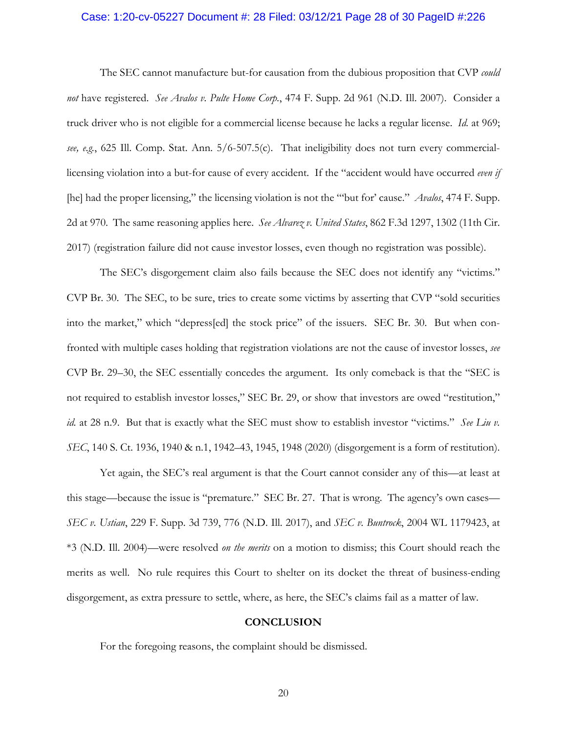The SEC cannot manufacture but-for causation from the dubious proposition that CVP *could not* have registered. *See Avalos v. Pulte Home Corp.*, 474 F. Supp. 2d 961 (N.D. Ill. 2007). Consider a truck driver who is not eligible for a commercial license because he lacks a regular license. *Id.* at 969; *see, e.g.*, 625 Ill. Comp. Stat. Ann. 5/6-507.5(c). That ineligibility does not turn every commercial-licensing violation into a but-for cause of every accident. If the "accident would have occurred *even if* [he] had the proper licensing," the licensing violation is not the "'but for' cause." *Avalos*, 474 F. Supp. 2d at 970. The same reasoning applies here. *See Alvarez v. United States*, 862 F.3d 1297, 1302 (11th Cir. 2017) (registration failure did not cause investor losses, even though no registration was possible).

The SEC's disgorgement claim also fails because the SEC does not identify any "victims." CVP Br. 30. The SEC, to be sure, tries to create some victims by asserting that CVP "sold securities into the market," which "depress[ed] the stock price" of the issuers. SEC Br. 30. But when confronted with multiple cases holding that registration violations are not the cause of investor losses, *see* CVP Br. 29–30, the SEC essentially concedes the argument. Its only comeback is that the "SEC is not required to establish investor losses," SEC Br. 29, or show that investors are owed "restitution," *id.* at 28 n.9. But that is exactly what the SEC must show to establish investor "victims." *See Liu v. SEC*, 140 S. Ct. 1936, 1940 & n.1, 1942–43, 1945, 1948 (2020) (disgorgement is a form of restitution).

Yet again, the SEC's real argument is that the Court cannot consider any of this—at least at this stage—because the issue is "premature." SEC Br. 27. That is wrong. The agency's own cases—*SEC v. Ustian*, 229 F. Supp. 3d 739, 776 (N.D. Ill. 2017), and *SEC v. Buntrock*, 2004 WL 1179423, at *3 (N.D. Ill. 2004)—were resolved *on the merits* on a motion to dismiss; this Court should reach the merits as well. No rule requires this Court to shelter on its docket the threat of business-ending disgorgement, as extra pressure to settle, where, as here, the SEC's claims fail as a matter of law.

**CONCLUSION**

For the foregoing reasons, the complaint should be dismissed.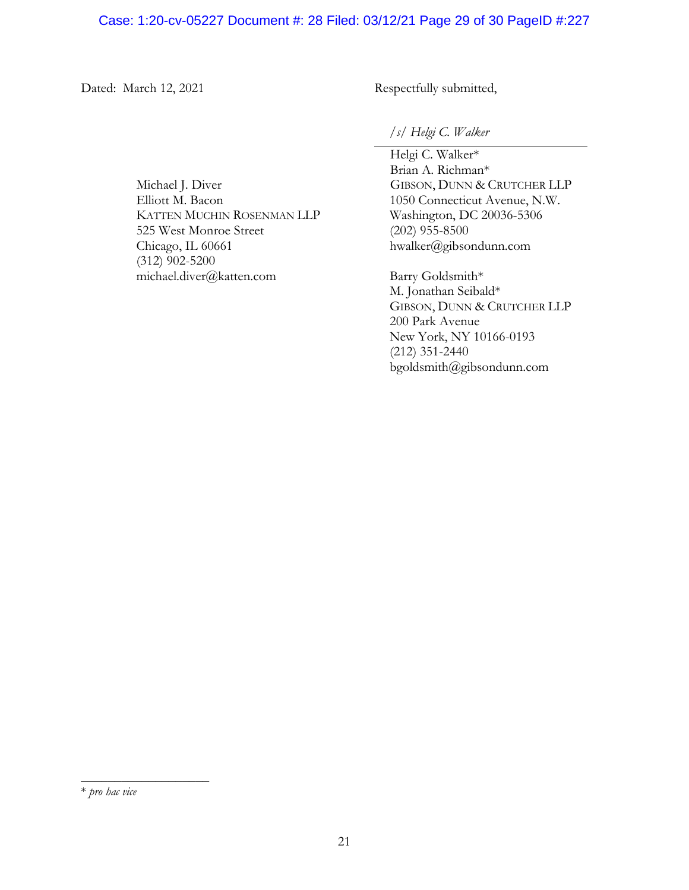Dated: March 12, 2021

Respectfully submitted,

*/s/ Helgi C. Walker*

Helgi C. Walker*
Brian A. Richman*
GIBSON, DUNN & CRUTCHER LLP
1050 Connecticut Avenue, N.W.
Washington, DC 20036-5306
(202) 955-8500
hwalker@gibsondunn.com

Barry Goldsmith*
M. Jonathan Seibald*
GIBSON, DUNN & CRUTCHER LLP
200 Park Avenue
New York, NY 10166-0193
(212) 351-2440
bgoldsmith@gibsondunn.com

Michael J. Diver
Elliott M. Bacon
KATTEN MUCHIN ROSENMAN LLP
525 West Monroe Street
Chicago, IL 60661
(312) 902-5200
michael.diver@katten.com

---

\* *pro hac vice*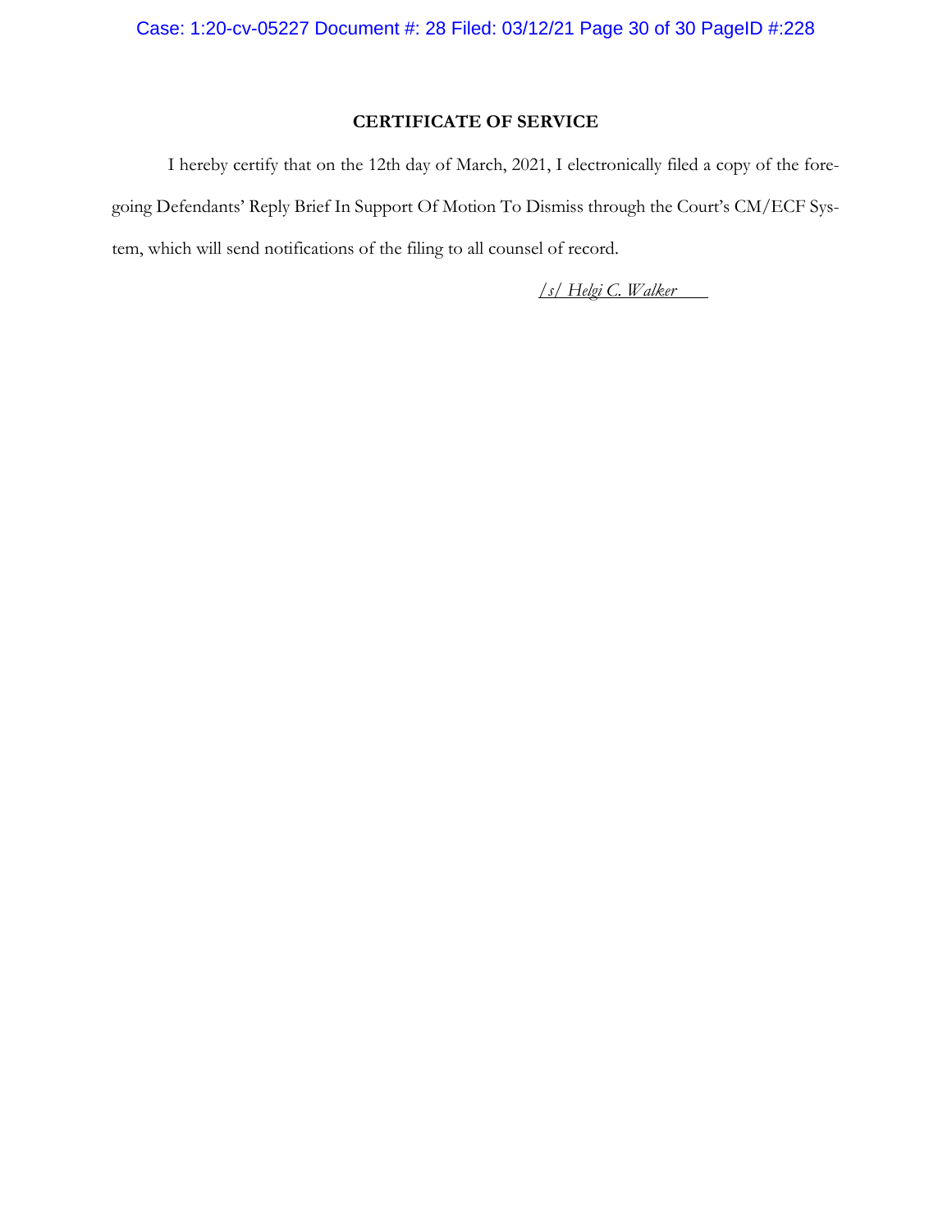## CERTIFICATE OF SERVICE

I hereby certify that on the 12th day of March, 2021, I electronically filed a copy of the foregoing Defendants' Reply Brief In Support Of Motion To Dismiss through the Court's CM/ECF System, which will send notifications of the filing to all counsel of record.

*/s/ Helgi C. Walker*